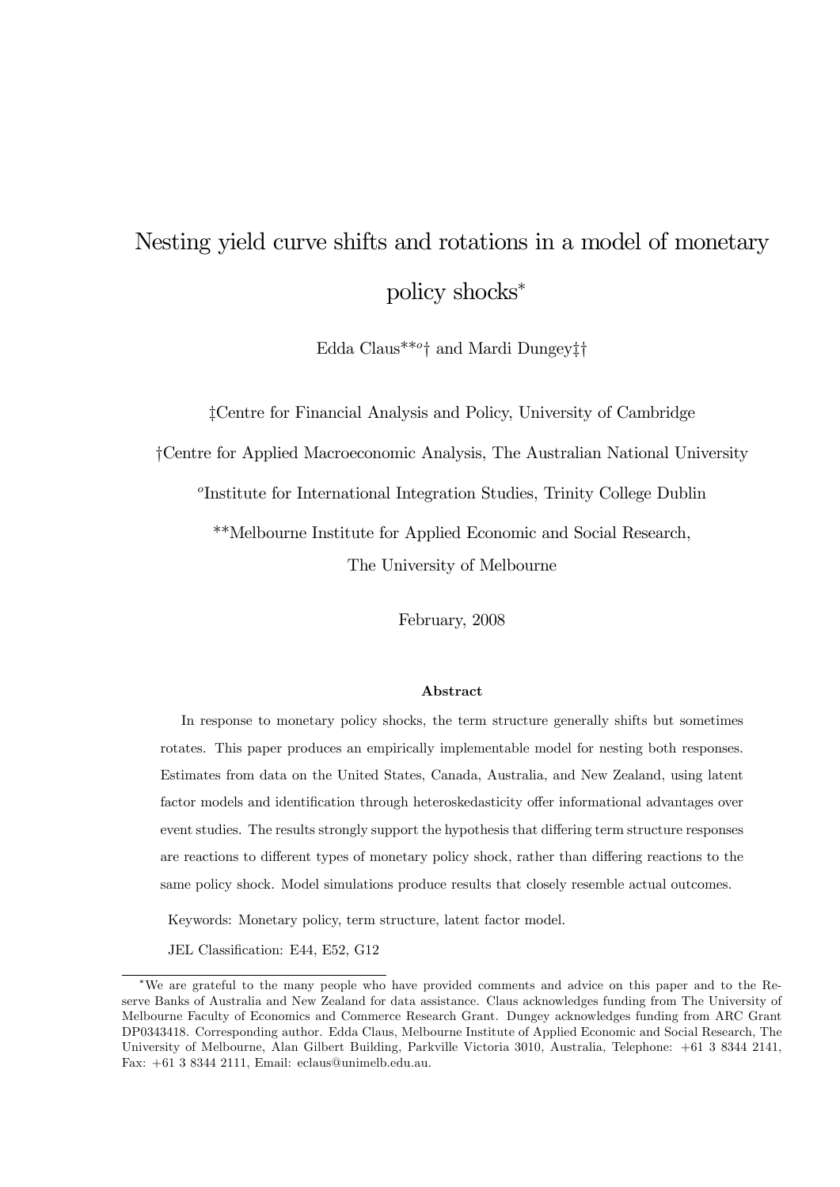# Nesting yield curve shifts and rotations in a model of monetary policy shocks*

Edda Claus**[o]† and Mardi Dungey‡†

‡Centre for Financial Analysis and Policy, University of Cambridge

†Centre for Applied Macroeconomic Analysis, The Australian National University

[o]Institute for International Integration Studies, Trinity College Dublin

**Melbourne Institute for Applied Economic and Social Research, The University of Melbourne

February, 2008

### Abstract

In response to monetary policy shocks, the term structure generally shifts but sometimes rotates. This paper produces an empirically implementable model for nesting both responses. Estimates from data on the United States, Canada, Australia, and New Zealand, using latent factor models and identification through heteroskedasticity offer informational advantages over event studies. The results strongly support the hypothesis that differing term structure responses are reactions to different types of monetary policy shock, rather than differing reactions to the same policy shock. Model simulations produce results that closely resemble actual outcomes.

Keywords: Monetary policy, term structure, latent factor model.

JEL Classification: E44, E52, G12

---

*We are grateful to the many people who have provided comments and advice on this paper and to the Reserve Banks of Australia and New Zealand for data assistance. Claus acknowledges funding from The University of Melbourne Faculty of Economics and Commerce Research Grant. Dungey acknowledges funding from ARC Grant DP0343418. Corresponding author. Edda Claus, Melbourne Institute of Applied Economic and Social Research, The University of Melbourne, Alan Gilbert Building, Parkville Victoria 3010, Australia, Telephone: +61 3 8344 2141, Fax: +61 3 8344 2111, Email: eclaus@unimelb.edu.au.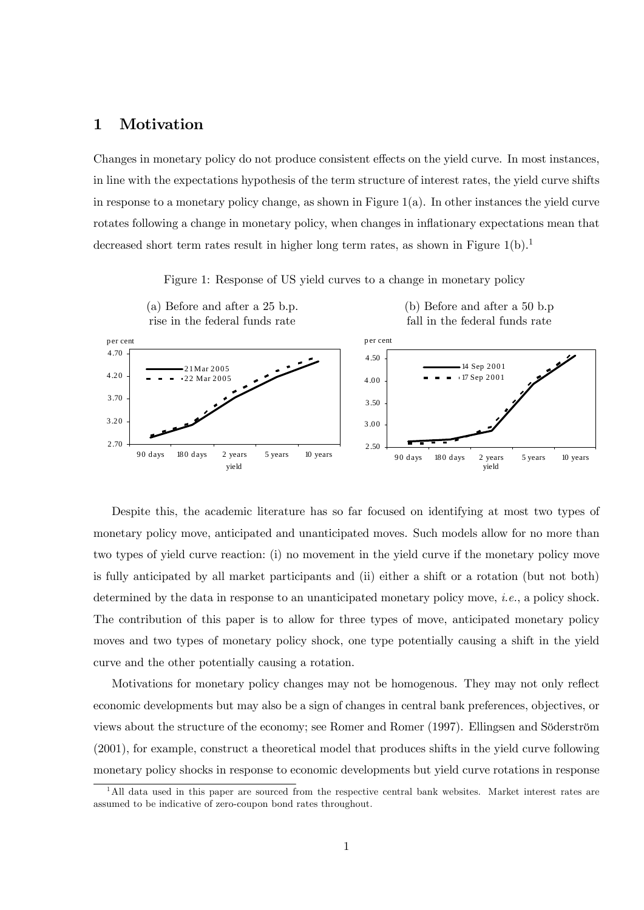# 1 Motivation

Changes in monetary policy do not produce consistent effects on the yield curve. In most instances, in line with the expectations hypothesis of the term structure of interest rates, the yield curve shifts in response to a monetary policy change, as shown in Figure 1(a). In other instances the yield curve rotates following a change in monetary policy, when changes in inflationary expectations mean that decreased short term rates result in higher long term rates, as shown in Figure 1(b).[1]

Figure 1: Response of US yield curves to a change in monetary policy

(a) Before and after a 25 b.p. rise in the federal funds rate

(b) Before and after a 50 b.p fall in the federal funds rate

Despite this, the academic literature has so far focused on identifying at most two types of monetary policy move, anticipated and unanticipated moves. Such models allow for no more than two types of yield curve reaction: (i) no movement in the yield curve if the monetary policy move is fully anticipated by all market participants and (ii) either a shift or a rotation (but not both) determined by the data in response to an unanticipated monetary policy move, *i.e.*, a policy shock. The contribution of this paper is to allow for three types of move, anticipated monetary policy moves and two types of monetary policy shock, one type potentially causing a shift in the yield curve and the other potentially causing a rotation.

Motivations for monetary policy changes may not be homogenous. They may not only reflect economic developments but may also be a sign of changes in central bank preferences, objectives, or views about the structure of the economy; see Romer and Romer (1997). Ellingsen and Söderström (2001), for example, construct a theoretical model that produces shifts in the yield curve following monetary policy shocks in response to economic developments but yield curve rotations in response

[1] All data used in this paper are sourced from the respective central bank websites. Market interest rates are assumed to be indicative of zero-coupon bond rates throughout.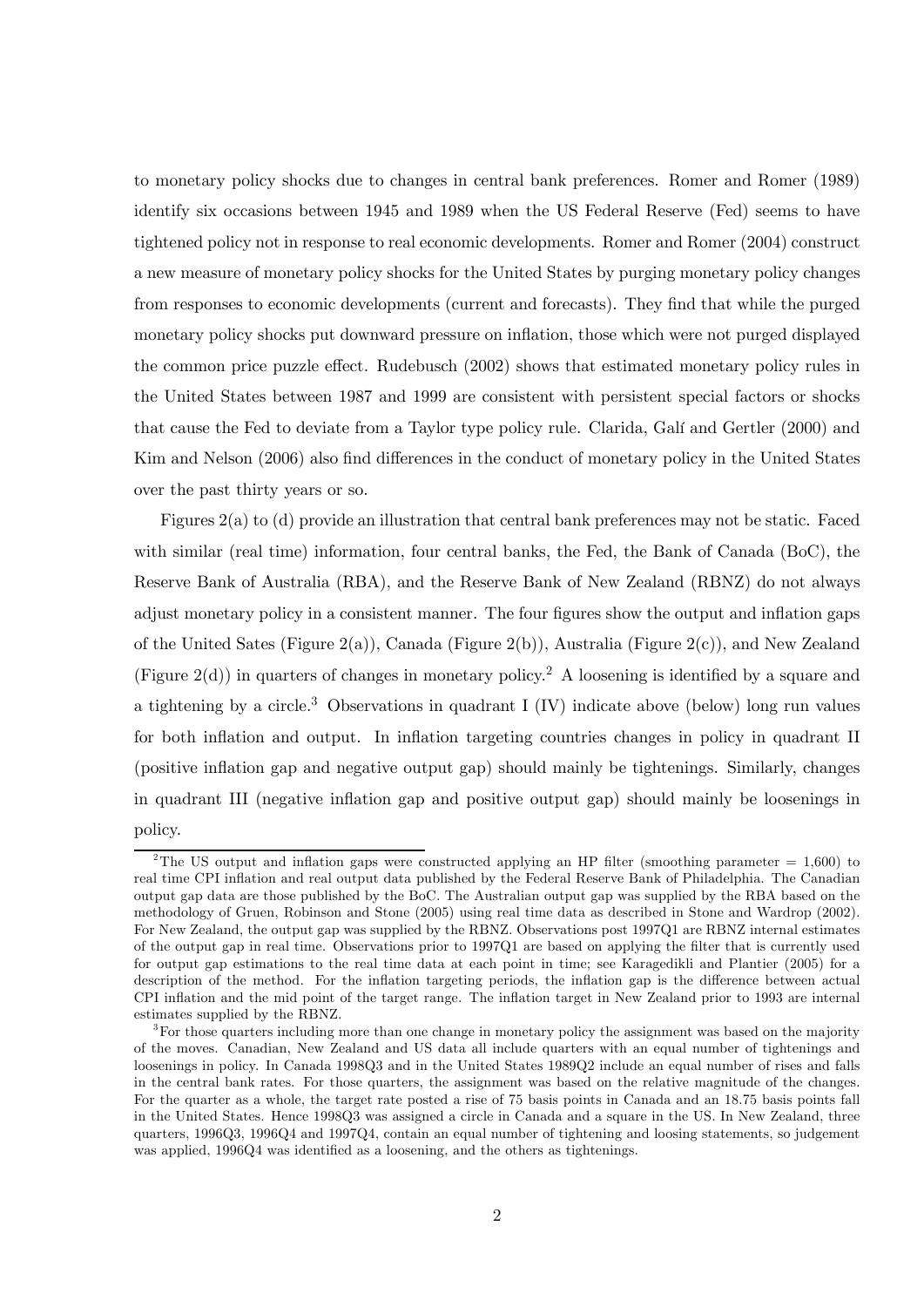to monetary policy shocks due to changes in central bank preferences. Romer and Romer (1989) identify six occasions between 1945 and 1989 when the US Federal Reserve (Fed) seems to have tightened policy not in response to real economic developments. Romer and Romer (2004) construct a new measure of monetary policy shocks for the United States by purging monetary policy changes from responses to economic developments (current and forecasts). They find that while the purged monetary policy shocks put downward pressure on inflation, those which were not purged displayed the common price puzzle effect. Rudebusch (2002) shows that estimated monetary policy rules in the United States between 1987 and 1999 are consistent with persistent special factors or shocks that cause the Fed to deviate from a Taylor type policy rule. Clarida, Galí and Gertler (2000) and Kim and Nelson (2006) also find differences in the conduct of monetary policy in the United States over the past thirty years or so.

Figures 2(a) to (d) provide an illustration that central bank preferences may not be static. Faced with similar (real time) information, four central banks, the Fed, the Bank of Canada (BoC), the Reserve Bank of Australia (RBA), and the Reserve Bank of New Zealand (RBNZ) do not always adjust monetary policy in a consistent manner. The four figures show the output and inflation gaps of the United Sates (Figure 2(a)), Canada (Figure 2(b)), Australia (Figure 2(c)), and New Zealand (Figure 2(d)) in quarters of changes in monetary policy.[2] A loosening is identified by a square and a tightening by a circle.[3] Observations in quadrant I (IV) indicate above (below) long run values for both inflation and output. In inflation targeting countries changes in policy in quadrant II (positive inflation gap and negative output gap) should mainly be tightenings. Similarly, changes in quadrant III (negative inflation gap and positive output gap) should mainly be loosenings in policy.

[2]The US output and inflation gaps were constructed applying an HP filter (smoothing parameter = 1,600) to real time CPI inflation and real output data published by the Federal Reserve Bank of Philadelphia. The Canadian output gap data are those published by the BoC. The Australian output gap was supplied by the RBA based on the methodology of Gruen, Robinson and Stone (2005) using real time data as described in Stone and Wardrop (2002). For New Zealand, the output gap was supplied by the RBNZ. Observations post 1997Q1 are RBNZ internal estimates of the output gap in real time. Observations prior to 1997Q1 are based on applying the filter that is currently used for output gap estimations to the real time data at each point in time; see Karagedikli and Plantier (2005) for a description of the method. For the inflation targeting periods, the inflation gap is the difference between actual CPI inflation and the mid point of the target range. The inflation target in New Zealand prior to 1993 are internal estimates supplied by the RBNZ.

[3]For those quarters including more than one change in monetary policy the assignment was based on the majority of the moves. Canadian, New Zealand and US data all include quarters with an equal number of tightenings and loosenings in policy. In Canada 1998Q3 and in the United States 1989Q2 include an equal number of rises and falls in the central bank rates. For those quarters, the assignment was based on the relative magnitude of the changes. For the quarter as a whole, the target rate posted a rise of 75 basis points in Canada and an 18.75 basis points fall in the United States. Hence 1998Q3 was assigned a circle in Canada and a square in the US. In New Zealand, three quarters, 1996Q3, 1996Q4 and 1997Q4, contain an equal number of tightening and loosing statements, so judgement was applied, 1996Q4 was identified as a loosening, and the others as tightenings.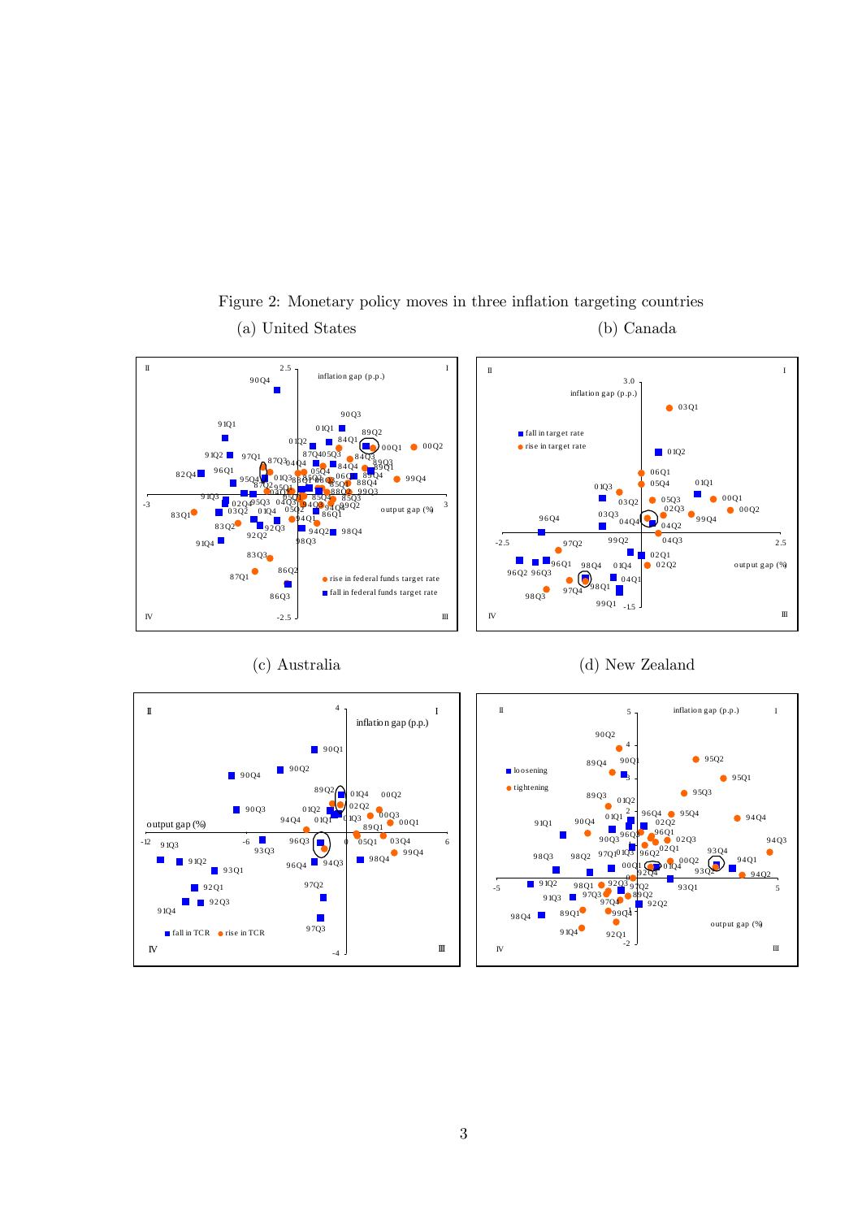Figure 2: Monetary policy moves in three inflation targeting countries

(a) United States

(b) Canada

(c) Australia

(d) New Zealand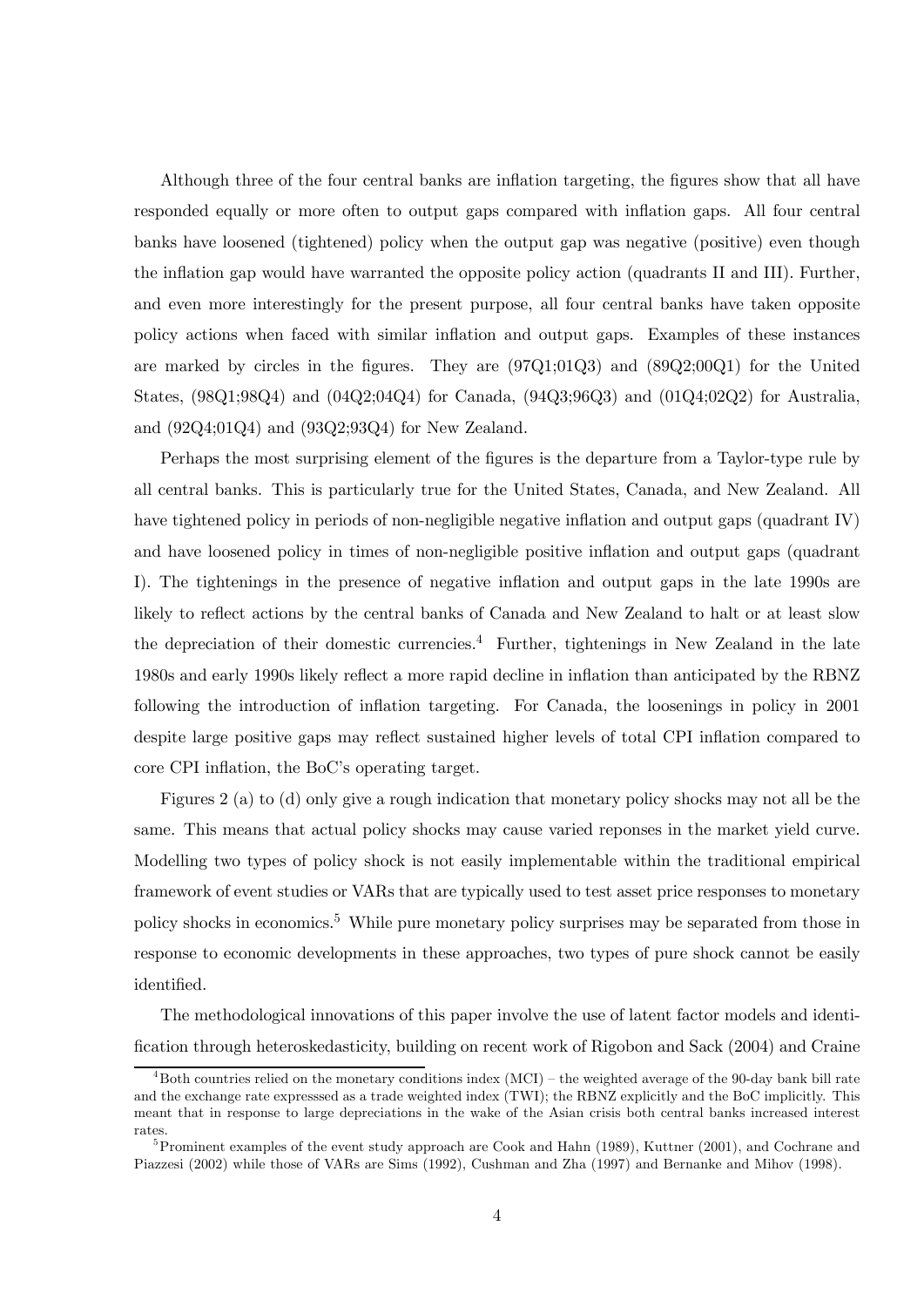Although three of the four central banks are inflation targeting, the figures show that all have responded equally or more often to output gaps compared with inflation gaps. All four central banks have loosened (tightened) policy when the output gap was negative (positive) even though the inflation gap would have warranted the opposite policy action (quadrants II and III). Further, and even more interestingly for the present purpose, all four central banks have taken opposite policy actions when faced with similar inflation and output gaps. Examples of these instances are marked by circles in the figures. They are (97Q1;01Q3) and (89Q2;00Q1) for the United States, (98Q1;98Q4) and (04Q2;04Q4) for Canada, (94Q3;96Q3) and (01Q4;02Q2) for Australia, and (92Q4;01Q4) and (93Q2;93Q4) for New Zealand.

Perhaps the most surprising element of the figures is the departure from a Taylor-type rule by all central banks. This is particularly true for the United States, Canada, and New Zealand. All have tightened policy in periods of non-negligible negative inflation and output gaps (quadrant IV) and have loosened policy in times of non-negligible positive inflation and output gaps (quadrant I). The tightenings in the presence of negative inflation and output gaps in the late 1990s are likely to reflect actions by the central banks of Canada and New Zealand to halt or at least slow the depreciation of their domestic currencies.[4] Further, tightenings in New Zealand in the late 1980s and early 1990s likely reflect a more rapid decline in inflation than anticipated by the RBNZ following the introduction of inflation targeting. For Canada, the loosenings in policy in 2001 despite large positive gaps may reflect sustained higher levels of total CPI inflation compared to core CPI inflation, the BoC's operating target.

Figures 2 (a) to (d) only give a rough indication that monetary policy shocks may not all be the same. This means that actual policy shocks may cause varied reponses in the market yield curve. Modelling two types of policy shock is not easily implementable within the traditional empirical framework of event studies or VARs that are typically used to test asset price responses to monetary policy shocks in economics.[5] While pure monetary policy surprises may be separated from those in response to economic developments in these approaches, two types of pure shock cannot be easily identified.

The methodological innovations of this paper involve the use of latent factor models and identification through heteroskedasticity, building on recent work of Rigobon and Sack (2004) and Craine

[4]Both countries relied on the monetary conditions index (MCI) – the weighted average of the 90-day bank bill rate and the exchange rate expresssed as a trade weighted index (TWI); the RBNZ explicitly and the BoC implicitly. This meant that in response to large depreciations in the wake of the Asian crisis both central banks increased interest rates.

[5]Prominent examples of the event study approach are Cook and Hahn (1989), Kuttner (2001), and Cochrane and Piazzesi (2002) while those of VARs are Sims (1992), Cushman and Zha (1997) and Bernanke and Mihov (1998).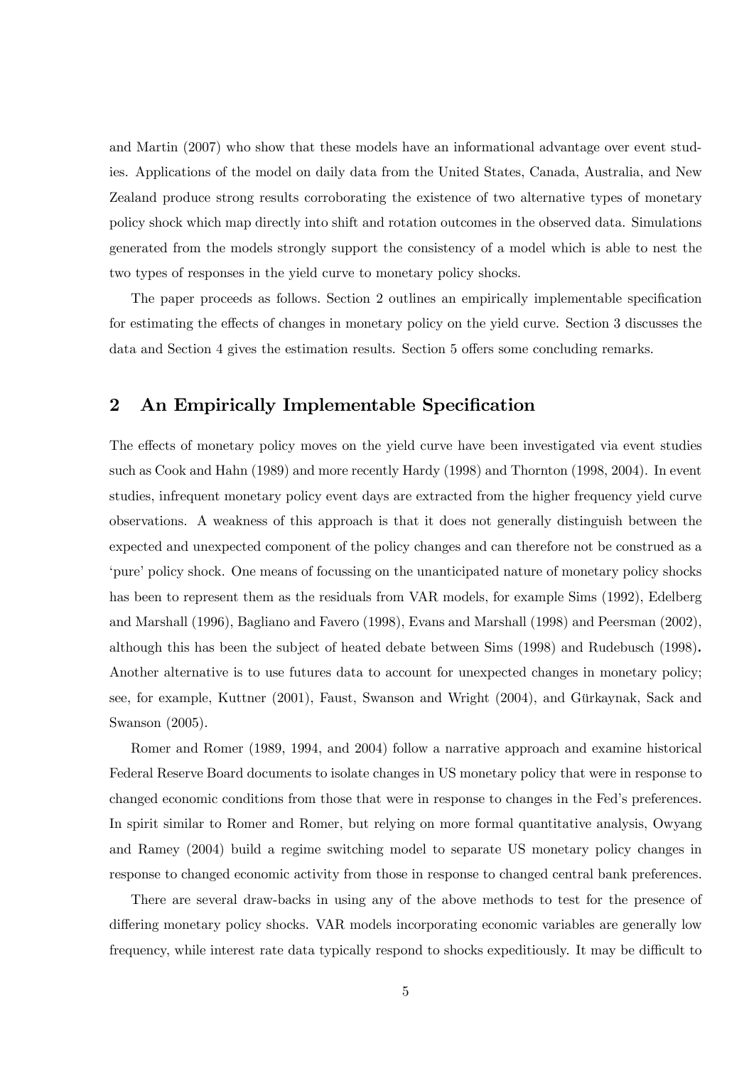and Martin (2007) who show that these models have an informational advantage over event studies. Applications of the model on daily data from the United States, Canada, Australia, and New Zealand produce strong results corroborating the existence of two alternative types of monetary policy shock which map directly into shift and rotation outcomes in the observed data. Simulations generated from the models strongly support the consistency of a model which is able to nest the two types of responses in the yield curve to monetary policy shocks.

The paper proceeds as follows. Section 2 outlines an empirically implementable specification for estimating the effects of changes in monetary policy on the yield curve. Section 3 discusses the data and Section 4 gives the estimation results. Section 5 offers some concluding remarks.

## 2 An Empirically Implementable Specification

The effects of monetary policy moves on the yield curve have been investigated via event studies such as Cook and Hahn (1989) and more recently Hardy (1998) and Thornton (1998, 2004). In event studies, infrequent monetary policy event days are extracted from the higher frequency yield curve observations. A weakness of this approach is that it does not generally distinguish between the expected and unexpected component of the policy changes and can therefore not be construed as a 'pure' policy shock. One means of focussing on the unanticipated nature of monetary policy shocks has been to represent them as the residuals from VAR models, for example Sims (1992), Edelberg and Marshall (1996), Bagliano and Favero (1998), Evans and Marshall (1998) and Peersman (2002), although this has been the subject of heated debate between Sims (1998) and Rudebusch (1998). Another alternative is to use futures data to account for unexpected changes in monetary policy; see, for example, Kuttner (2001), Faust, Swanson and Wright (2004), and Gürkaynak, Sack and Swanson (2005).

Romer and Romer (1989, 1994, and 2004) follow a narrative approach and examine historical Federal Reserve Board documents to isolate changes in US monetary policy that were in response to changed economic conditions from those that were in response to changes in the Fed's preferences. In spirit similar to Romer and Romer, but relying on more formal quantitative analysis, Owyang and Ramey (2004) build a regime switching model to separate US monetary policy changes in response to changed economic activity from those in response to changed central bank preferences.

There are several draw-backs in using any of the above methods to test for the presence of differing monetary policy shocks. VAR models incorporating economic variables are generally low frequency, while interest rate data typically respond to shocks expeditiously. It may be difficult to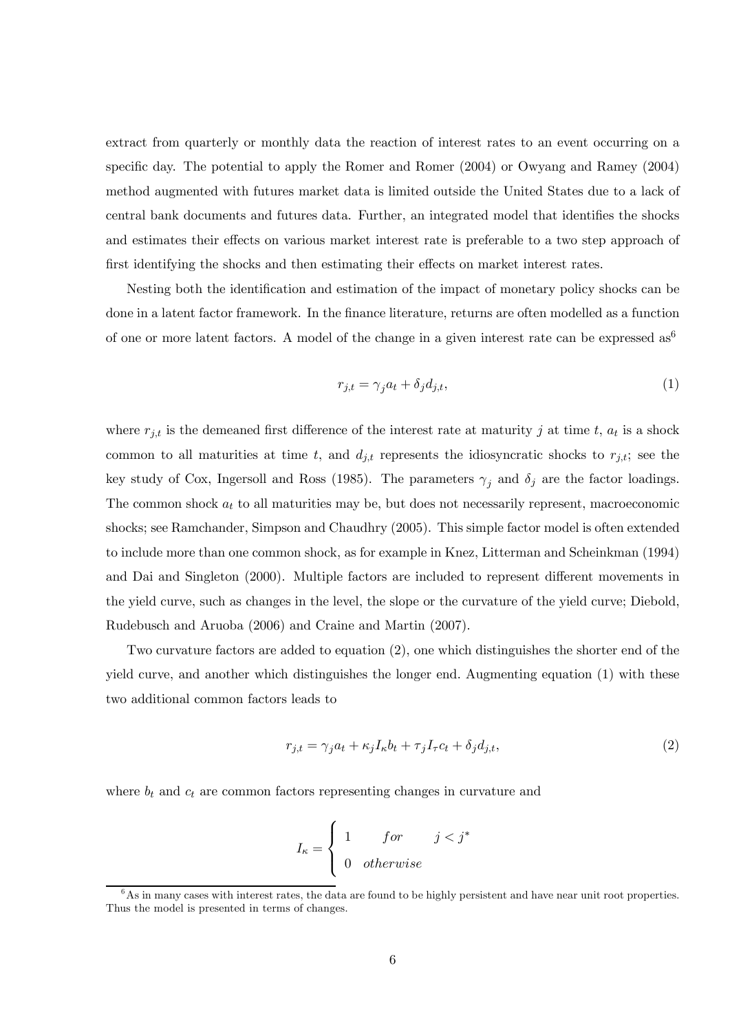extract from quarterly or monthly data the reaction of interest rates to an event occurring on a specific day. The potential to apply the Romer and Romer (2004) or Owyang and Ramey (2004) method augmented with futures market data is limited outside the United States due to a lack of central bank documents and futures data. Further, an integrated model that identifies the shocks and estimates their effects on various market interest rate is preferable to a two step approach of first identifying the shocks and then estimating their effects on market interest rates.

Nesting both the identification and estimation of the impact of monetary policy shocks can be done in a latent factor framework. In the finance literature, returns are often modelled as a function of one or more latent factors. A model of the change in a given interest rate can be expressed as[6]

$$r_{j,t} = \gamma_j a_t + \delta_j d_{j,t}, \tag{1}$$

where $r_{j,t}$ is the demeaned first difference of the interest rate at maturity $j$ at time $t$, $a_t$ is a shock common to all maturities at time $t$, and $d_{j,t}$ represents the idiosyncratic shocks to $r_{j,t}$; see the key study of Cox, Ingersoll and Ross (1985). The parameters $\gamma_j$ and $\delta_j$ are the factor loadings. The common shock $a_t$ to all maturities may be, but does not necessarily represent, macroeconomic shocks; see Ramchander, Simpson and Chaudhry (2005). This simple factor model is often extended to include more than one common shock, as for example in Knez, Litterman and Scheinkman (1994) and Dai and Singleton (2000). Multiple factors are included to represent different movements in the yield curve, such as changes in the level, the slope or the curvature of the yield curve; Diebold, Rudebusch and Aruoba (2006) and Craine and Martin (2007).

Two curvature factors are added to equation (2), one which distinguishes the shorter end of the yield curve, and another which distinguishes the longer end. Augmenting equation (1) with these two additional common factors leads to

$$r_{j,t} = \gamma_j a_t + \kappa_j I_\kappa b_t + \tau_j I_\tau c_t + \delta_j d_{j,t}, \tag{2}$$

where $b_t$ and $c_t$ are common factors representing changes in curvature and

$$I_\kappa = \begin{cases} 1 & for \quad j < j^* \\ 0 & otherwise \end{cases}$$

[6] As in many cases with interest rates, the data are found to be highly persistent and have near unit root properties. Thus the model is presented in terms of changes.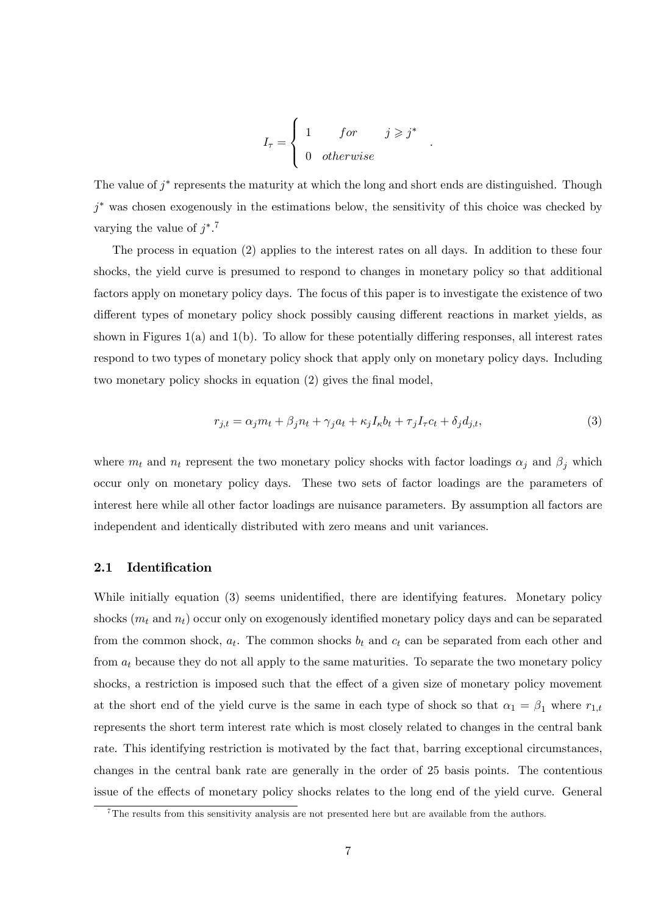$$I_\tau = \begin{cases} 1 & for \quad j \geqslant j^* \\ 0 & otherwise \end{cases}.$$

The value of $j^*$ represents the maturity at which the long and short ends are distinguished. Though $j^*$ was chosen exogenously in the estimations below, the sensitivity of this choice was checked by varying the value of $j^*$.[7]

The process in equation (2) applies to the interest rates on all days. In addition to these four shocks, the yield curve is presumed to respond to changes in monetary policy so that additional factors apply on monetary policy days. The focus of this paper is to investigate the existence of two different types of monetary policy shock possibly causing different reactions in market yields, as shown in Figures 1(a) and 1(b). To allow for these potentially differing responses, all interest rates respond to two types of monetary policy shock that apply only on monetary policy days. Including two monetary policy shocks in equation (2) gives the final model,

$$r_{j,t} = \alpha_j m_t + \beta_j n_t + \gamma_j a_t + \kappa_j I_\kappa b_t + \tau_j I_\tau c_t + \delta_j d_{j,t}, \tag{3}$$

where $m_t$ and $n_t$ represent the two monetary policy shocks with factor loadings $\alpha_j$ and $\beta_j$ which occur only on monetary policy days. These two sets of factor loadings are the parameters of interest here while all other factor loadings are nuisance parameters. By assumption all factors are independent and identically distributed with zero means and unit variances.

### 2.1 Identification

While initially equation (3) seems unidentified, there are identifying features. Monetary policy shocks ($m_t$ and $n_t$) occur only on exogenously identified monetary policy days and can be separated from the common shock, $a_t$. The common shocks $b_t$ and $c_t$ can be separated from each other and from $a_t$ because they do not all apply to the same maturities. To separate the two monetary policy shocks, a restriction is imposed such that the effect of a given size of monetary policy movement at the short end of the yield curve is the same in each type of shock so that $\alpha_1 = \beta_1$ where $r_{1,t}$ represents the short term interest rate which is most closely related to changes in the central bank rate. This identifying restriction is motivated by the fact that, barring exceptional circumstances, changes in the central bank rate are generally in the order of 25 basis points. The contentious issue of the effects of monetary policy shocks relates to the long end of the yield curve. General

[7] The results from this sensitivity analysis are not presented here but are available from the authors.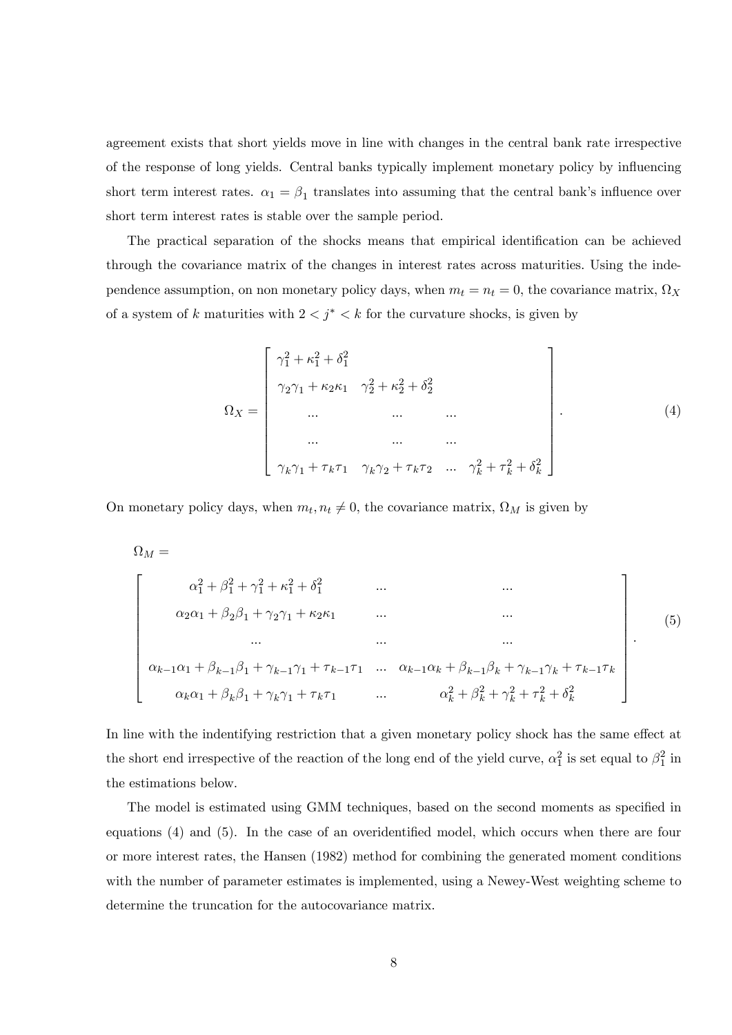agreement exists that short yields move in line with changes in the central bank rate irrespective of the response of long yields. Central banks typically implement monetary policy by influencing short term interest rates. $\alpha_1 = \beta_1$ translates into assuming that the central bank's influence over short term interest rates is stable over the sample period.

The practical separation of the shocks means that empirical identification can be achieved through the covariance matrix of the changes in interest rates across maturities. Using the independence assumption, on non monetary policy days, when $m_t = n_t = 0$, the covariance matrix, $\Omega_X$ of a system of $k$ maturities with $2 < j^* < k$ for the curvature shocks, is given by

$$\Omega_X = \begin{bmatrix} \gamma_1^2 + \kappa_1^2 + \delta_1^2 & & & \\ \gamma_2\gamma_1 + \kappa_2\kappa_1 & \gamma_2^2 + \kappa_2^2 + \delta_2^2 & & \\ ... & ... & ... & \\ ... & ... & ... & \\ \gamma_k\gamma_1 + \tau_k\tau_1 & \gamma_k\gamma_2 + \tau_k\tau_2 & ... & \gamma_k^2 + \tau_k^2 + \delta_k^2 \end{bmatrix}. \tag{4}$$

On monetary policy days, when $m_t, n_t \neq 0$, the covariance matrix, $\Omega_M$ is given by

$$\Omega_M =$$

$$\begin{bmatrix} \alpha_1^2 + \beta_1^2 + \gamma_1^2 + \kappa_1^2 + \delta_1^2 & ... & ... \\ \alpha_2\alpha_1 + \beta_2\beta_1 + \gamma_2\gamma_1 + \kappa_2\kappa_1 & ... & ... \\ ... & ... & ... \\ \alpha_{k-1}\alpha_1 + \beta_{k-1}\beta_1 + \gamma_{k-1}\gamma_1 + \tau_{k-1}\tau_1 & ... & \alpha_{k-1}\alpha_k + \beta_{k-1}\beta_k + \gamma_{k-1}\gamma_k + \tau_{k-1}\tau_k \\ \alpha_k\alpha_1 + \beta_k\beta_1 + \gamma_k\gamma_1 + \tau_k\tau_1 & ... & \alpha_k^2 + \beta_k^2 + \gamma_k^2 + \tau_k^2 + \delta_k^2 \end{bmatrix}. \tag{5}$$

In line with the indentifying restriction that a given monetary policy shock has the same effect at the short end irrespective of the reaction of the long end of the yield curve, $\alpha_1^2$ is set equal to $\beta_1^2$ in the estimations below.

The model is estimated using GMM techniques, based on the second moments as specified in equations (4) and (5). In the case of an overidentified model, which occurs when there are four or more interest rates, the Hansen (1982) method for combining the generated moment conditions with the number of parameter estimates is implemented, using a Newey-West weighting scheme to determine the truncation for the autocovariance matrix.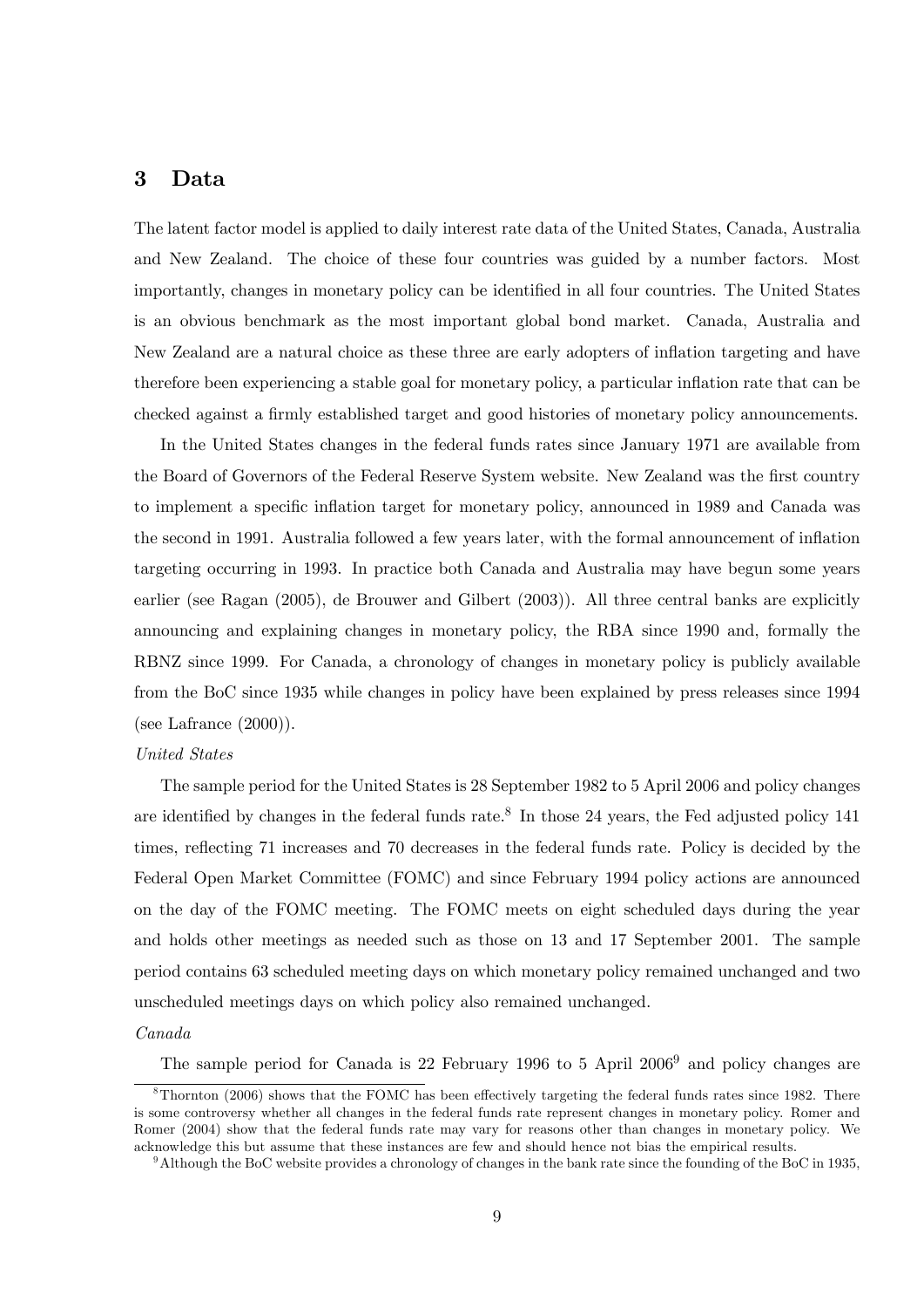## 3 Data

The latent factor model is applied to daily interest rate data of the United States, Canada, Australia and New Zealand. The choice of these four countries was guided by a number factors. Most importantly, changes in monetary policy can be identified in all four countries. The United States is an obvious benchmark as the most important global bond market. Canada, Australia and New Zealand are a natural choice as these three are early adopters of inflation targeting and have therefore been experiencing a stable goal for monetary policy, a particular inflation rate that can be checked against a firmly established target and good histories of monetary policy announcements.

In the United States changes in the federal funds rates since January 1971 are available from the Board of Governors of the Federal Reserve System website. New Zealand was the first country to implement a specific inflation target for monetary policy, announced in 1989 and Canada was the second in 1991. Australia followed a few years later, with the formal announcement of inflation targeting occurring in 1993. In practice both Canada and Australia may have begun some years earlier (see Ragan (2005), de Brouwer and Gilbert (2003)). All three central banks are explicitly announcing and explaining changes in monetary policy, the RBA since 1990 and, formally the RBNZ since 1999. For Canada, a chronology of changes in monetary policy is publicly available from the BoC since 1935 while changes in policy have been explained by press releases since 1994 (see Lafrance (2000)).

*United States*

The sample period for the United States is 28 September 1982 to 5 April 2006 and policy changes are identified by changes in the federal funds rate.[8] In those 24 years, the Fed adjusted policy 141 times, reflecting 71 increases and 70 decreases in the federal funds rate. Policy is decided by the Federal Open Market Committee (FOMC) and since February 1994 policy actions are announced on the day of the FOMC meeting. The FOMC meets on eight scheduled days during the year and holds other meetings as needed such as those on 13 and 17 September 2001. The sample period contains 63 scheduled meeting days on which monetary policy remained unchanged and two unscheduled meetings days on which policy also remained unchanged.

*Canada*

The sample period for Canada is 22 February 1996 to 5 April 2006[9] and policy changes are

[8] Thornton (2006) shows that the FOMC has been effectively targeting the federal funds rates since 1982. There is some controversy whether all changes in the federal funds rate represent changes in monetary policy. Romer and Romer (2004) show that the federal funds rate may vary for reasons other than changes in monetary policy. We acknowledge this but assume that these instances are few and should hence not bias the empirical results.

[9] Although the BoC website provides a chronology of changes in the bank rate since the founding of the BoC in 1935,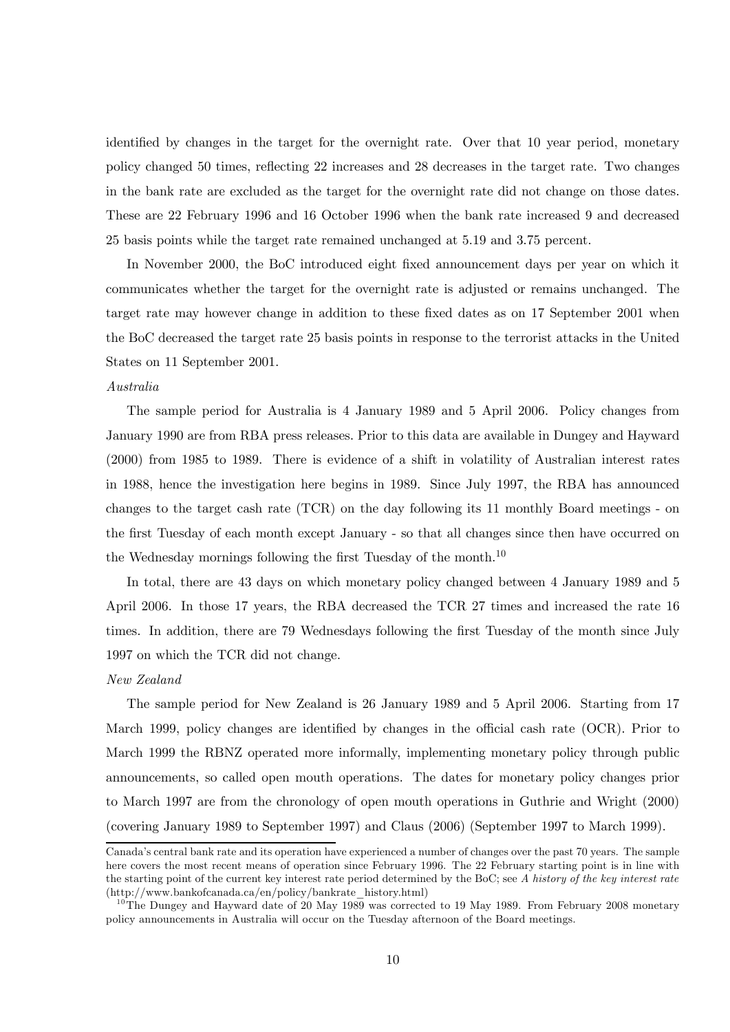identified by changes in the target for the overnight rate. Over that 10 year period, monetary policy changed 50 times, reflecting 22 increases and 28 decreases in the target rate. Two changes in the bank rate are excluded as the target for the overnight rate did not change on those dates. These are 22 February 1996 and 16 October 1996 when the bank rate increased 9 and decreased 25 basis points while the target rate remained unchanged at 5.19 and 3.75 percent.

In November 2000, the BoC introduced eight fixed announcement days per year on which it communicates whether the target for the overnight rate is adjusted or remains unchanged. The target rate may however change in addition to these fixed dates as on 17 September 2001 when the BoC decreased the target rate 25 basis points in response to the terrorist attacks in the United States on 11 September 2001.

*Australia*

The sample period for Australia is 4 January 1989 and 5 April 2006. Policy changes from January 1990 are from RBA press releases. Prior to this data are available in Dungey and Hayward (2000) from 1985 to 1989. There is evidence of a shift in volatility of Australian interest rates in 1988, hence the investigation here begins in 1989. Since July 1997, the RBA has announced changes to the target cash rate (TCR) on the day following its 11 monthly Board meetings - on the first Tuesday of each month except January - so that all changes since then have occurred on the Wednesday mornings following the first Tuesday of the month.[10]

In total, there are 43 days on which monetary policy changed between 4 January 1989 and 5 April 2006. In those 17 years, the RBA decreased the TCR 27 times and increased the rate 16 times. In addition, there are 79 Wednesdays following the first Tuesday of the month since July 1997 on which the TCR did not change.

*New Zealand*

The sample period for New Zealand is 26 January 1989 and 5 April 2006. Starting from 17 March 1999, policy changes are identified by changes in the official cash rate (OCR). Prior to March 1999 the RBNZ operated more informally, implementing monetary policy through public announcements, so called open mouth operations. The dates for monetary policy changes prior to March 1997 are from the chronology of open mouth operations in Guthrie and Wright (2000) (covering January 1989 to September 1997) and Claus (2006) (September 1997 to March 1999).

---

Canada's central bank rate and its operation have experienced a number of changes over the past 70 years. The sample here covers the most recent means of operation since February 1996. The 22 February starting point is in line with the starting point of the current key interest rate period determined by the BoC; see *A history of the key interest rate* (http://www.bankofcanada.ca/en/policy/bankrate_history.html)

[10] The Dungey and Hayward date of 20 May 1989 was corrected to 19 May 1989. From February 2008 monetary policy announcements in Australia will occur on the Tuesday afternoon of the Board meetings.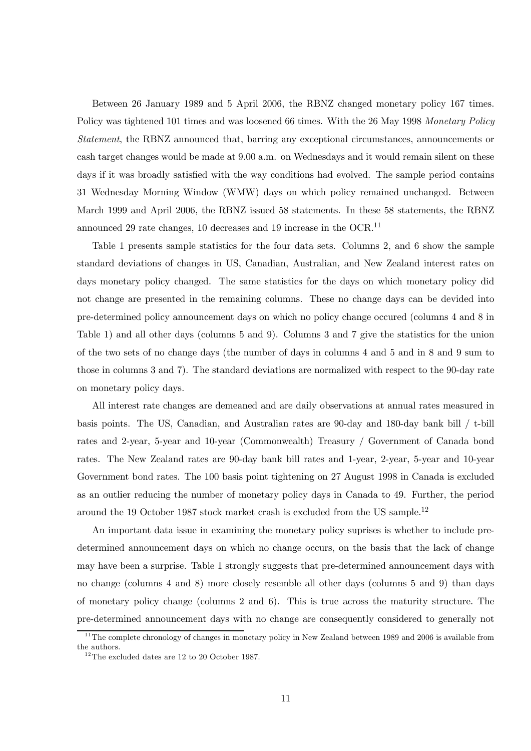Between 26 January 1989 and 5 April 2006, the RBNZ changed monetary policy 167 times. Policy was tightened 101 times and was loosened 66 times. With the 26 May 1998 *Monetary Policy Statement*, the RBNZ announced that, barring any exceptional circumstances, announcements or cash target changes would be made at 9.00 a.m. on Wednesdays and it would remain silent on these days if it was broadly satisfied with the way conditions had evolved. The sample period contains 31 Wednesday Morning Window (WMW) days on which policy remained unchanged. Between March 1999 and April 2006, the RBNZ issued 58 statements. In these 58 statements, the RBNZ announced 29 rate changes, 10 decreases and 19 increase in the OCR.[11]

Table 1 presents sample statistics for the four data sets. Columns 2, and 6 show the sample standard deviations of changes in US, Canadian, Australian, and New Zealand interest rates on days monetary policy changed. The same statistics for the days on which monetary policy did not change are presented in the remaining columns. These no change days can be devided into pre-determined policy announcement days on which no policy change occured (columns 4 and 8 in Table 1) and all other days (columns 5 and 9). Columns 3 and 7 give the statistics for the union of the two sets of no change days (the number of days in columns 4 and 5 and in 8 and 9 sum to those in columns 3 and 7). The standard deviations are normalized with respect to the 90-day rate on monetary policy days.

All interest rate changes are demeaned and are daily observations at annual rates measured in basis points. The US, Canadian, and Australian rates are 90-day and 180-day bank bill / t-bill rates and 2-year, 5-year and 10-year (Commonwealth) Treasury / Government of Canada bond rates. The New Zealand rates are 90-day bank bill rates and 1-year, 2-year, 5-year and 10-year Government bond rates. The 100 basis point tightening on 27 August 1998 in Canada is excluded as an outlier reducing the number of monetary policy days in Canada to 49. Further, the period around the 19 October 1987 stock market crash is excluded from the US sample.[12]

An important data issue in examining the monetary policy suprises is whether to include pre-determined announcement days on which no change occurs, on the basis that the lack of change may have been a surprise. Table 1 strongly suggests that pre-determined announcement days with no change (columns 4 and 8) more closely resemble all other days (columns 5 and 9) than days of monetary policy change (columns 2 and 6). This is true across the maturity structure. The pre-determined announcement days with no change are consequently considered to generally not

[11] The complete chronology of changes in monetary policy in New Zealand between 1989 and 2006 is available from the authors.

[12] The excluded dates are 12 to 20 October 1987.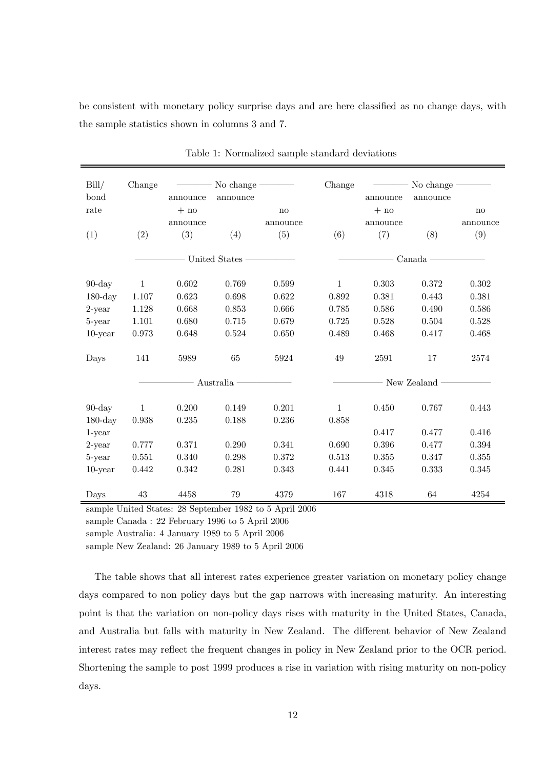be consistent with monetary policy surprise days and are here classified as no change days, with the sample statistics shown in columns 3 and 7.

Table 1: Normalized sample standard deviations

| Bill/ bond rate | Change | No change announce + no announce | No change announce | No change no announce | Change | No change announce + no announce | No change announce | No change no announce |
|---|---|---|---|---|---|---|---|---|
| (1) | (2) | (3) | (4) | (5) | (6) | (7) | (8) | (9) |
| | United States | | | | Canada | | | |
| 90-day | 1 | 0.602 | 0.769 | 0.599 | 1 | 0.303 | 0.372 | 0.302 |
| 180-day | 1.107 | 0.623 | 0.698 | 0.622 | 0.892 | 0.381 | 0.443 | 0.381 |
| 2-year | 1.128 | 0.668 | 0.853 | 0.666 | 0.785 | 0.586 | 0.490 | 0.586 |
| 5-year | 1.101 | 0.680 | 0.715 | 0.679 | 0.725 | 0.528 | 0.504 | 0.528 |
| 10-year | 0.973 | 0.648 | 0.524 | 0.650 | 0.489 | 0.468 | 0.417 | 0.468 |
| Days | 141 | 5989 | 65 | 5924 | 49 | 2591 | 17 | 2574 |
| | Australia | | | | New Zealand | | | |
| 90-day | 1 | 0.200 | 0.149 | 0.201 | 1 | 0.450 | 0.767 | 0.443 |
| 180-day | 0.938 | 0.235 | 0.188 | 0.236 | 0.858 | | | |
| 1-year | | | | | | 0.417 | 0.477 | 0.416 |
| 2-year | 0.777 | 0.371 | 0.290 | 0.341 | 0.690 | 0.396 | 0.477 | 0.394 |
| 5-year | 0.551 | 0.340 | 0.298 | 0.372 | 0.513 | 0.355 | 0.347 | 0.355 |
| 10-year | 0.442 | 0.342 | 0.281 | 0.343 | 0.441 | 0.345 | 0.333 | 0.345 |
| Days | 43 | 4458 | 79 | 4379 | 167 | 4318 | 64 | 4254 |

sample United States: 28 September 1982 to 5 April 2006
sample Canada : 22 February 1996 to 5 April 2006
sample Australia: 4 January 1989 to 5 April 2006
sample New Zealand: 26 January 1989 to 5 April 2006

The table shows that all interest rates experience greater variation on monetary policy change days compared to non policy days but the gap narrows with increasing maturity. An interesting point is that the variation on non-policy days rises with maturity in the United States, Canada, and Australia but falls with maturity in New Zealand. The different behavior of New Zealand interest rates may reflect the frequent changes in policy in New Zealand prior to the OCR period. Shortening the sample to post 1999 produces a rise in variation with rising maturity on non-policy days.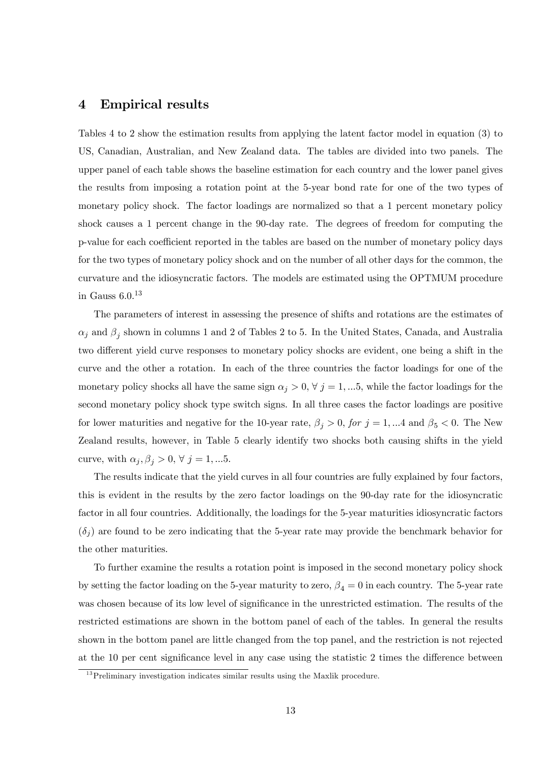## 4 Empirical results

Tables 4 to 2 show the estimation results from applying the latent factor model in equation (3) to US, Canadian, Australian, and New Zealand data. The tables are divided into two panels. The upper panel of each table shows the baseline estimation for each country and the lower panel gives the results from imposing a rotation point at the 5-year bond rate for one of the two types of monetary policy shock. The factor loadings are normalized so that a 1 percent monetary policy shock causes a 1 percent change in the 90-day rate. The degrees of freedom for computing the p-value for each coefficient reported in the tables are based on the number of monetary policy days for the two types of monetary policy shock and on the number of all other days for the common, the curvature and the idiosyncratic factors. The models are estimated using the OPTMUM procedure in Gauss 6.0.[13]

The parameters of interest in assessing the presence of shifts and rotations are the estimates of $\alpha_j$ and $\beta_j$ shown in columns 1 and 2 of Tables 2 to 5. In the United States, Canada, and Australia two different yield curve responses to monetary policy shocks are evident, one being a shift in the curve and the other a rotation. In each of the three countries the factor loadings for one of the monetary policy shocks all have the same sign $\alpha_j > 0, \forall\ j = 1, ...5$, while the factor loadings for the second monetary policy shock type switch signs. In all three cases the factor loadings are positive for lower maturities and negative for the 10-year rate, $\beta_j > 0,\ for\ j = 1, ...4$ and $\beta_5 < 0$. The New Zealand results, however, in Table 5 clearly identify two shocks both causing shifts in the yield curve, with $\alpha_j, \beta_j > 0, \forall\ j = 1, ...5$.

The results indicate that the yield curves in all four countries are fully explained by four factors, this is evident in the results by the zero factor loadings on the 90-day rate for the idiosyncratic factor in all four countries. Additionally, the loadings for the 5-year maturities idiosyncratic factors ($\delta_j$) are found to be zero indicating that the 5-year rate may provide the benchmark behavior for the other maturities.

To further examine the results a rotation point is imposed in the second monetary policy shock by setting the factor loading on the 5-year maturity to zero, $\beta_4 = 0$ in each country. The 5-year rate was chosen because of its low level of significance in the unrestricted estimation. The results of the restricted estimations are shown in the bottom panel of each of the tables. In general the results shown in the bottom panel are little changed from the top panel, and the restriction is not rejected at the 10 per cent significance level in any case using the statistic 2 times the difference between

[13] Preliminary investigation indicates similar results using the Maxlik procedure.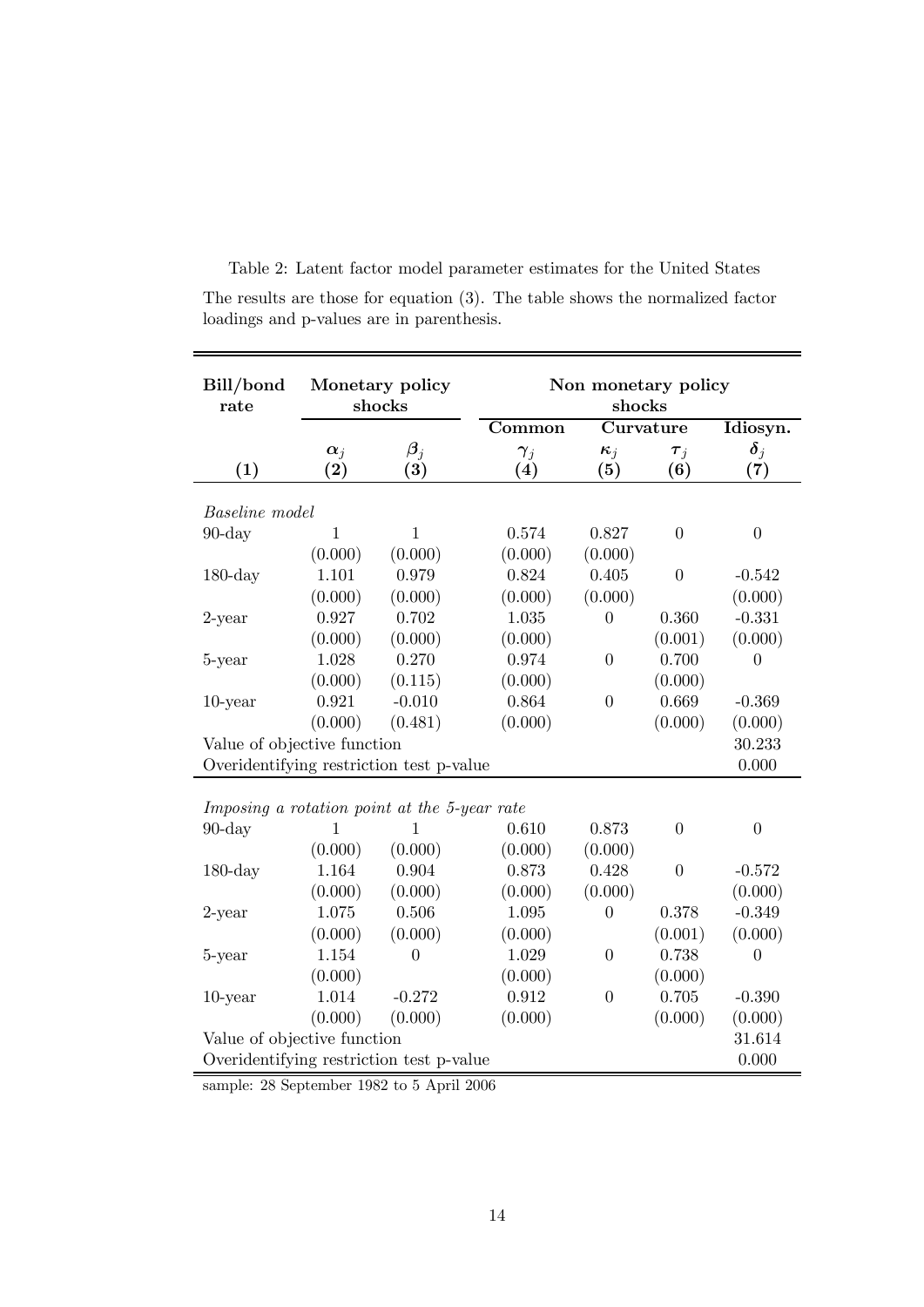Table 2: Latent factor model parameter estimates for the United States

The results are those for equation (3). The table shows the normalized factor loadings and p-values are in parenthesis.

| Bill/bond rate | Monetary policy shocks | | Non monetary policy shocks | | | |
|---|---|---|---|---|---|---|
| | | | Common | Curvature | | Idiosyn. |
| | $\alpha_j$ | $\beta_j$ | $\gamma_j$ | $\kappa_j$ | $\tau_j$ | $\delta_j$ |
| (1) | (2) | (3) | (4) | (5) | (6) | (7) |
| *Baseline model* | | | | | | |
| 90-day | 1 | 1 | 0.574 | 0.827 | 0 | 0 |
| | (0.000) | (0.000) | (0.000) | (0.000) | | |
| 180-day | 1.101 | 0.979 | 0.824 | 0.405 | 0 | -0.542 |
| | (0.000) | (0.000) | (0.000) | (0.000) | | (0.000) |
| 2-year | 0.927 | 0.702 | 1.035 | 0 | 0.360 | -0.331 |
| | (0.000) | (0.000) | (0.000) | | (0.001) | (0.000) |
| 5-year | 1.028 | 0.270 | 0.974 | 0 | 0.700 | 0 |
| | (0.000) | (0.115) | (0.000) | | (0.000) | |
| 10-year | 0.921 | -0.010 | 0.864 | 0 | 0.669 | -0.369 |
| | (0.000) | (0.481) | (0.000) | | (0.000) | (0.000) |
| Value of objective function | | | | | | 30.233 |
| Overidentifying restriction test p-value | | | | | | 0.000 |
| *Imposing a rotation point at the 5-year rate* | | | | | | |
| 90-day | 1 | 1 | 0.610 | 0.873 | 0 | 0 |
| | (0.000) | (0.000) | (0.000) | (0.000) | | |
| 180-day | 1.164 | 0.904 | 0.873 | 0.428 | 0 | -0.572 |
| | (0.000) | (0.000) | (0.000) | (0.000) | | (0.000) |
| 2-year | 1.075 | 0.506 | 1.095 | 0 | 0.378 | -0.349 |
| | (0.000) | (0.000) | (0.000) | | (0.001) | (0.000) |
| 5-year | 1.154 | 0 | 1.029 | 0 | 0.738 | 0 |
| | (0.000) | | (0.000) | | (0.000) | |
| 10-year | 1.014 | -0.272 | 0.912 | 0 | 0.705 | -0.390 |
| | (0.000) | (0.000) | (0.000) | | (0.000) | (0.000) |
| Value of objective function | | | | | | 31.614 |
| Overidentifying restriction test p-value | | | | | | 0.000 |

sample: 28 September 1982 to 5 April 2006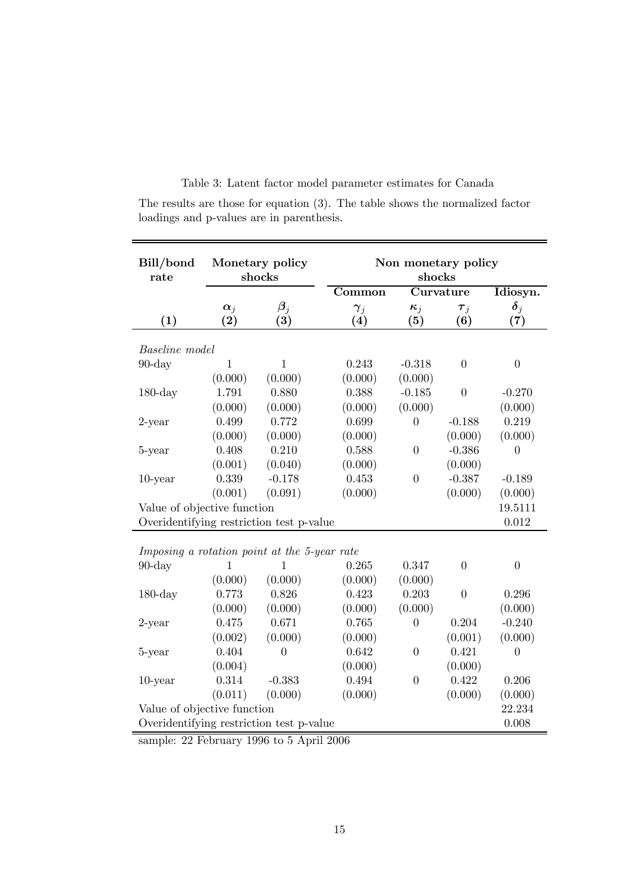Table 3: Latent factor model parameter estimates for Canada

The results are those for equation (3). The table shows the normalized factor loadings and p-values are in parenthesis.

| **Bill/bond rate** | **Monetary policy shocks** | | **Non monetary policy shocks** | | | |
|---|---|---|---|---|---|---|
| | | | **Common** | **Curvature** | | **Idiosyn.** |
| | $\boldsymbol{\alpha}_j$ | $\boldsymbol{\beta}_j$ | $\boldsymbol{\gamma}_j$ | $\boldsymbol{\kappa}_j$ | $\boldsymbol{\tau}_j$ | $\boldsymbol{\delta}_j$ |
| **(1)** | **(2)** | **(3)** | **(4)** | **(5)** | **(6)** | **(7)** |
| *Baseline model* | | | | | | |
| 90-day | 1 | 1 | 0.243 | -0.318 | 0 | 0 |
| | (0.000) | (0.000) | (0.000) | (0.000) | | |
| 180-day | 1.791 | 0.880 | 0.388 | -0.185 | 0 | -0.270 |
| | (0.000) | (0.000) | (0.000) | (0.000) | | (0.000) |
| 2-year | 0.499 | 0.772 | 0.699 | 0 | -0.188 | 0.219 |
| | (0.000) | (0.000) | (0.000) | | (0.000) | (0.000) |
| 5-year | 0.408 | 0.210 | 0.588 | 0 | -0.386 | 0 |
| | (0.001) | (0.040) | (0.000) | | (0.000) | |
| 10-year | 0.339 | -0.178 | 0.453 | 0 | -0.387 | -0.189 |
| | (0.001) | (0.091) | (0.000) | | (0.000) | (0.000) |
| Value of objective function | | | | | | 19.5111 |
| Overidentifying restriction test p-value | | | | | | 0.012 |
| *Imposing a rotation point at the 5-year rate* | | | | | | |
| 90-day | 1 | 1 | 0.265 | 0.347 | 0 | 0 |
| | (0.000) | (0.000) | (0.000) | (0.000) | | |
| 180-day | 0.773 | 0.826 | 0.423 | 0.203 | 0 | 0.296 |
| | (0.000) | (0.000) | (0.000) | (0.000) | | (0.000) |
| 2-year | 0.475 | 0.671 | 0.765 | 0 | 0.204 | -0.240 |
| | (0.002) | (0.000) | (0.000) | | (0.001) | (0.000) |
| 5-year | 0.404 | 0 | 0.642 | 0 | 0.421 | 0 |
| | (0.004) | | (0.000) | | (0.000) | |
| 10-year | 0.314 | -0.383 | 0.494 | 0 | 0.422 | 0.206 |
| | (0.011) | (0.000) | (0.000) | | (0.000) | (0.000) |
| Value of objective function | | | | | | 22.234 |
| Overidentifying restriction test p-value | | | | | | 0.008 |

sample: 22 February 1996 to 5 April 2006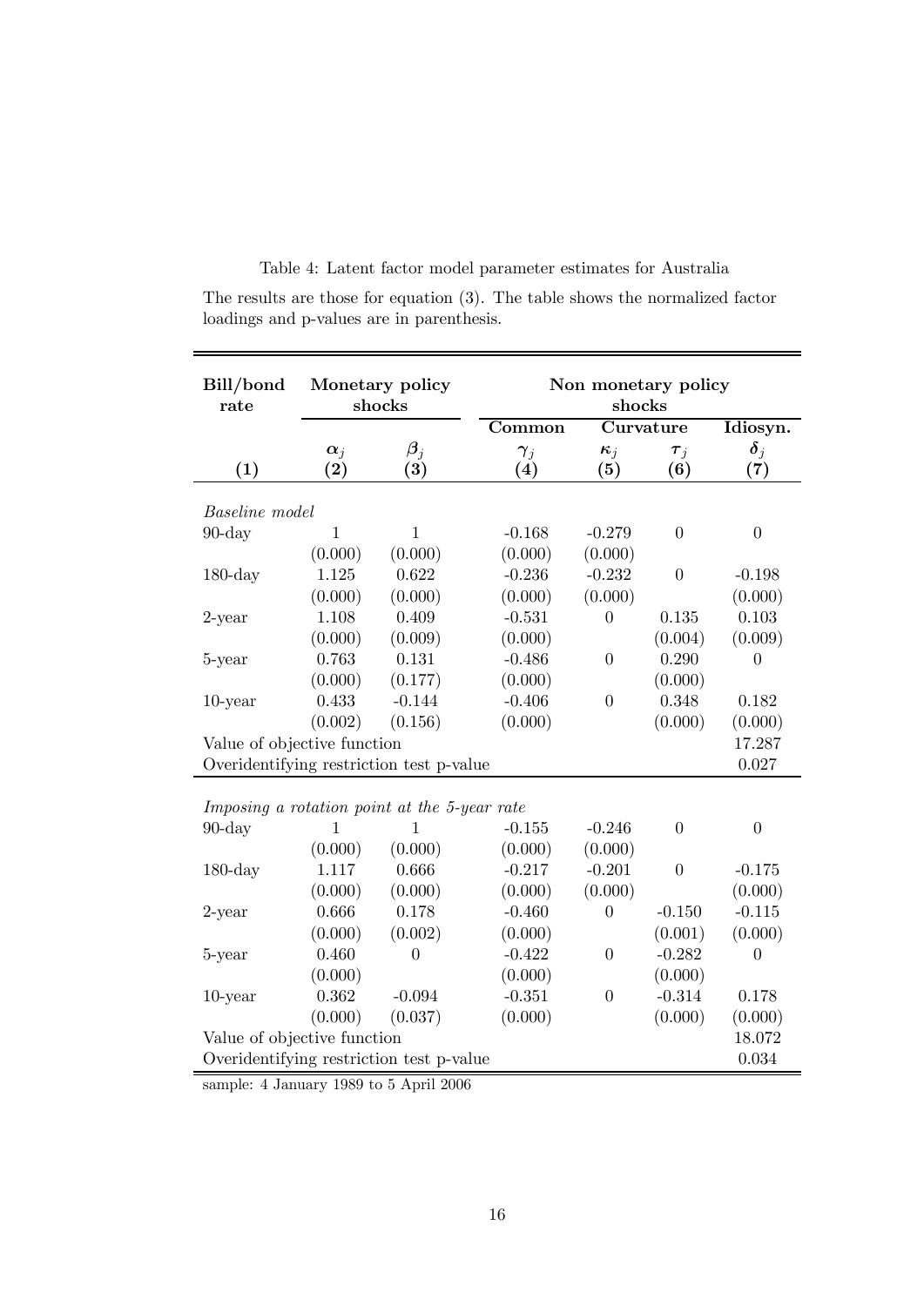Table 4: Latent factor model parameter estimates for Australia

The results are those for equation (3). The table shows the normalized factor loadings and p-values are in parenthesis.

| **Bill/bond rate** | **Monetary policy shocks** | | **Non monetary policy shocks** | | | |
|---|---|---|---|---|---|---|
| | | | **Common** | **Curvature** | | **Idiosyn.** |
| | $\boldsymbol{\alpha}_j$ | $\boldsymbol{\beta}_j$ | $\boldsymbol{\gamma}_j$ | $\boldsymbol{\kappa}_j$ | $\boldsymbol{\tau}_j$ | $\boldsymbol{\delta}_j$ |
| **(1)** | **(2)** | **(3)** | **(4)** | **(5)** | **(6)** | **(7)** |
| *Baseline model* | | | | | | |
| 90-day | 1 | 1 | -0.168 | -0.279 | 0 | 0 |
| | (0.000) | (0.000) | (0.000) | (0.000) | | |
| 180-day | 1.125 | 0.622 | -0.236 | -0.232 | 0 | -0.198 |
| | (0.000) | (0.000) | (0.000) | (0.000) | | (0.000) |
| 2-year | 1.108 | 0.409 | -0.531 | 0 | 0.135 | 0.103 |
| | (0.000) | (0.009) | (0.000) | | (0.004) | (0.009) |
| 5-year | 0.763 | 0.131 | -0.486 | 0 | 0.290 | 0 |
| | (0.000) | (0.177) | (0.000) | | (0.000) | |
| 10-year | 0.433 | -0.144 | -0.406 | 0 | 0.348 | 0.182 |
| | (0.002) | (0.156) | (0.000) | | (0.000) | (0.000) |
| Value of objective function | | | | | | 17.287 |
| Overidentifying restriction test p-value | | | | | | 0.027 |
| *Imposing a rotation point at the 5-year rate* | | | | | | |
| 90-day | 1 | 1 | -0.155 | -0.246 | 0 | 0 |
| | (0.000) | (0.000) | (0.000) | (0.000) | | |
| 180-day | 1.117 | 0.666 | -0.217 | -0.201 | 0 | -0.175 |
| | (0.000) | (0.000) | (0.000) | (0.000) | | (0.000) |
| 2-year | 0.666 | 0.178 | -0.460 | 0 | -0.150 | -0.115 |
| | (0.000) | (0.002) | (0.000) | | (0.001) | (0.000) |
| 5-year | 0.460 | 0 | -0.422 | 0 | -0.282 | 0 |
| | (0.000) | | (0.000) | | (0.000) | |
| 10-year | 0.362 | -0.094 | -0.351 | 0 | -0.314 | 0.178 |
| | (0.000) | (0.037) | (0.000) | | (0.000) | (0.000) |
| Value of objective function | | | | | | 18.072 |
| Overidentifying restriction test p-value | | | | | | 0.034 |

sample: 4 January 1989 to 5 April 2006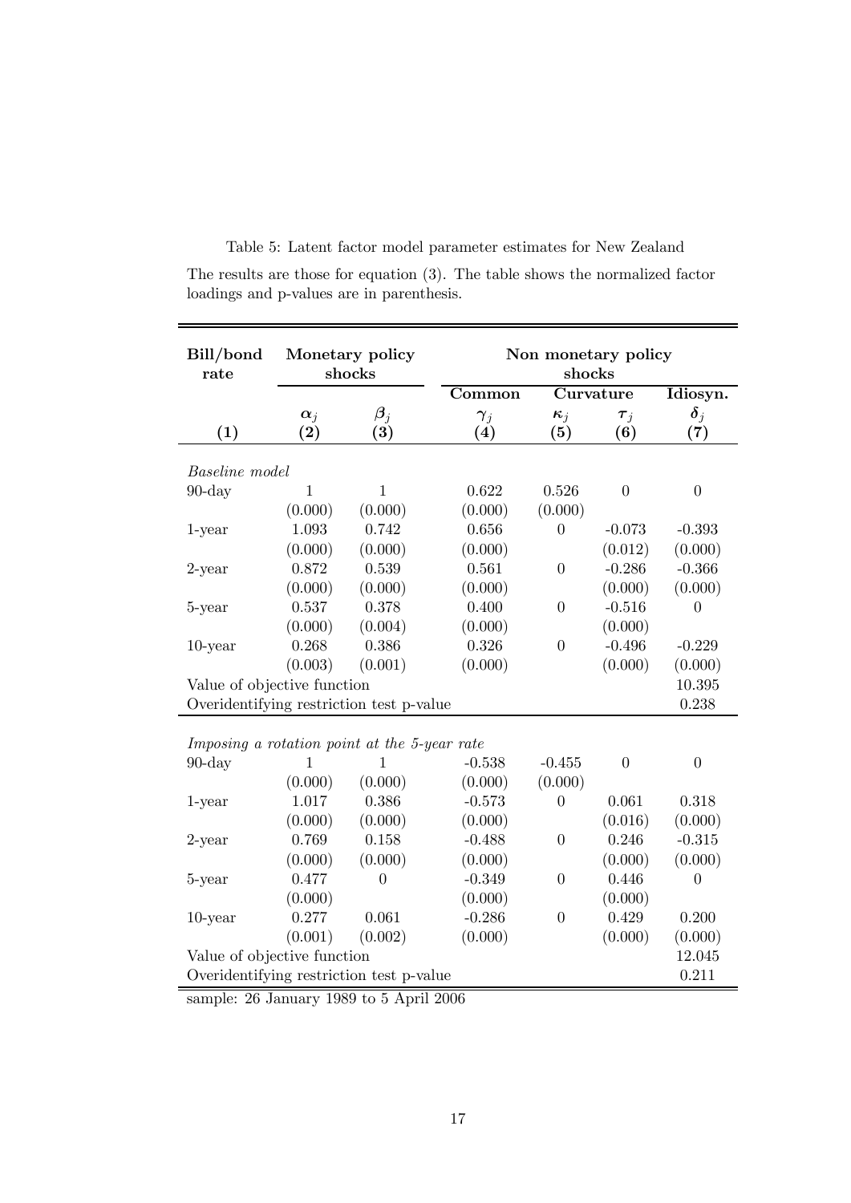Table 5: Latent factor model parameter estimates for New Zealand

The results are those for equation (3). The table shows the normalized factor loadings and p-values are in parenthesis.

| **Bill/bond rate** | **Monetary policy shocks** | | **Non monetary policy shocks** | | | |
|---|---|---|---|---|---|---|
| | | | **Common** | **Curvature** | | **Idiosyn.** |
| | $\alpha_j$ | $\beta_j$ | $\gamma_j$ | $\kappa_j$ | $\tau_j$ | $\delta_j$ |
| **(1)** | **(2)** | **(3)** | **(4)** | **(5)** | **(6)** | **(7)** |
| *Baseline model* | | | | | | |
| 90-day | 1 | 1 | 0.622 | 0.526 | 0 | 0 |
| | (0.000) | (0.000) | (0.000) | (0.000) | | |
| 1-year | 1.093 | 0.742 | 0.656 | 0 | -0.073 | -0.393 |
| | (0.000) | (0.000) | (0.000) | | (0.012) | (0.000) |
| 2-year | 0.872 | 0.539 | 0.561 | 0 | -0.286 | -0.366 |
| | (0.000) | (0.000) | (0.000) | | (0.000) | (0.000) |
| 5-year | 0.537 | 0.378 | 0.400 | 0 | -0.516 | 0 |
| | (0.000) | (0.004) | (0.000) | | (0.000) | |
| 10-year | 0.268 | 0.386 | 0.326 | 0 | -0.496 | -0.229 |
| | (0.003) | (0.001) | (0.000) | | (0.000) | (0.000) |
| Value of objective function | | | | | | 10.395 |
| Overidentifying restriction test p-value | | | | | | 0.238 |
| *Imposing a rotation point at the 5-year rate* | | | | | | |
| 90-day | 1 | 1 | -0.538 | -0.455 | 0 | 0 |
| | (0.000) | (0.000) | (0.000) | (0.000) | | |
| 1-year | 1.017 | 0.386 | -0.573 | 0 | 0.061 | 0.318 |
| | (0.000) | (0.000) | (0.000) | | (0.016) | (0.000) |
| 2-year | 0.769 | 0.158 | -0.488 | 0 | 0.246 | -0.315 |
| | (0.000) | (0.000) | (0.000) | | (0.000) | (0.000) |
| 5-year | 0.477 | 0 | -0.349 | 0 | 0.446 | 0 |
| | (0.000) | | (0.000) | | (0.000) | |
| 10-year | 0.277 | 0.061 | -0.286 | 0 | 0.429 | 0.200 |
| | (0.001) | (0.002) | (0.000) | | (0.000) | (0.000) |
| Value of objective function | | | | | | 12.045 |
| Overidentifying restriction test p-value | | | | | | 0.211 |

sample: 26 January 1989 to 5 April 2006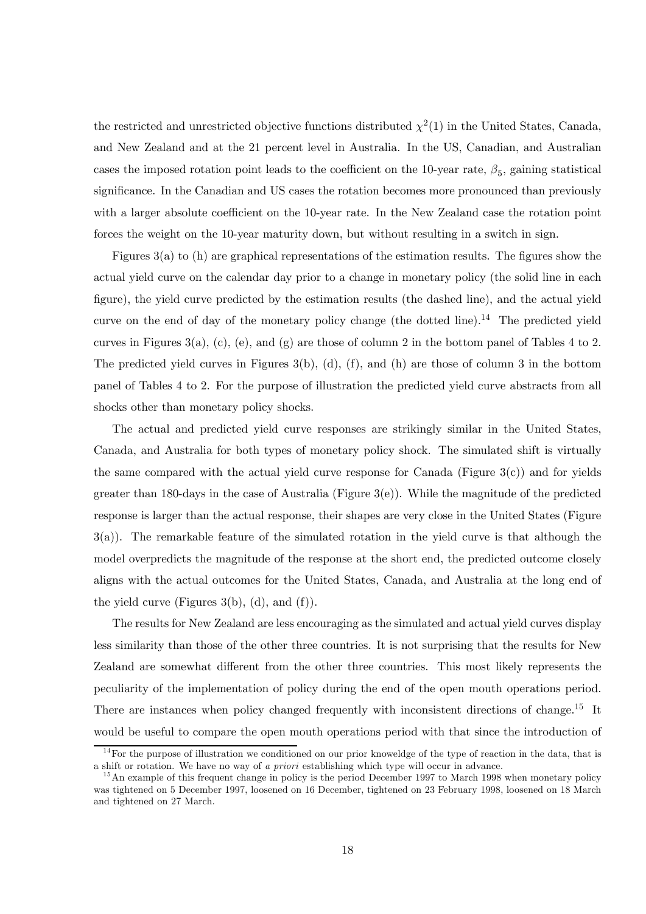the restricted and unrestricted objective functions distributed $\chi^2(1)$ in the United States, Canada, and New Zealand and at the 21 percent level in Australia. In the US, Canadian, and Australian cases the imposed rotation point leads to the coefficient on the 10-year rate, $\beta_5$, gaining statistical significance. In the Canadian and US cases the rotation becomes more pronounced than previously with a larger absolute coefficient on the 10-year rate. In the New Zealand case the rotation point forces the weight on the 10-year maturity down, but without resulting in a switch in sign.

Figures 3(a) to (h) are graphical representations of the estimation results. The figures show the actual yield curve on the calendar day prior to a change in monetary policy (the solid line in each figure), the yield curve predicted by the estimation results (the dashed line), and the actual yield curve on the end of day of the monetary policy change (the dotted line).[14] The predicted yield curves in Figures 3(a), (c), (e), and (g) are those of column 2 in the bottom panel of Tables 4 to 2. The predicted yield curves in Figures 3(b), (d), (f), and (h) are those of column 3 in the bottom panel of Tables 4 to 2. For the purpose of illustration the predicted yield curve abstracts from all shocks other than monetary policy shocks.

The actual and predicted yield curve responses are strikingly similar in the United States, Canada, and Australia for both types of monetary policy shock. The simulated shift is virtually the same compared with the actual yield curve response for Canada (Figure 3(c)) and for yields greater than 180-days in the case of Australia (Figure 3(e)). While the magnitude of the predicted response is larger than the actual response, their shapes are very close in the United States (Figure 3(a)). The remarkable feature of the simulated rotation in the yield curve is that although the model overpredicts the magnitude of the response at the short end, the predicted outcome closely aligns with the actual outcomes for the United States, Canada, and Australia at the long end of the yield curve (Figures 3(b), (d), and (f)).

The results for New Zealand are less encouraging as the simulated and actual yield curves display less similarity than those of the other three countries. It is not surprising that the results for New Zealand are somewhat different from the other three countries. This most likely represents the peculiarity of the implementation of policy during the end of the open mouth operations period. There are instances when policy changed frequently with inconsistent directions of change.[15] It would be useful to compare the open mouth operations period with that since the introduction of

[14] For the purpose of illustration we conditioned on our prior knoweldge of the type of reaction in the data, that is a shift or rotation. We have no way of *a priori* establishing which type will occur in advance.

[15] An example of this frequent change in policy is the period December 1997 to March 1998 when monetary policy was tightened on 5 December 1997, loosened on 16 December, tightened on 23 February 1998, loosened on 18 March and tightened on 27 March.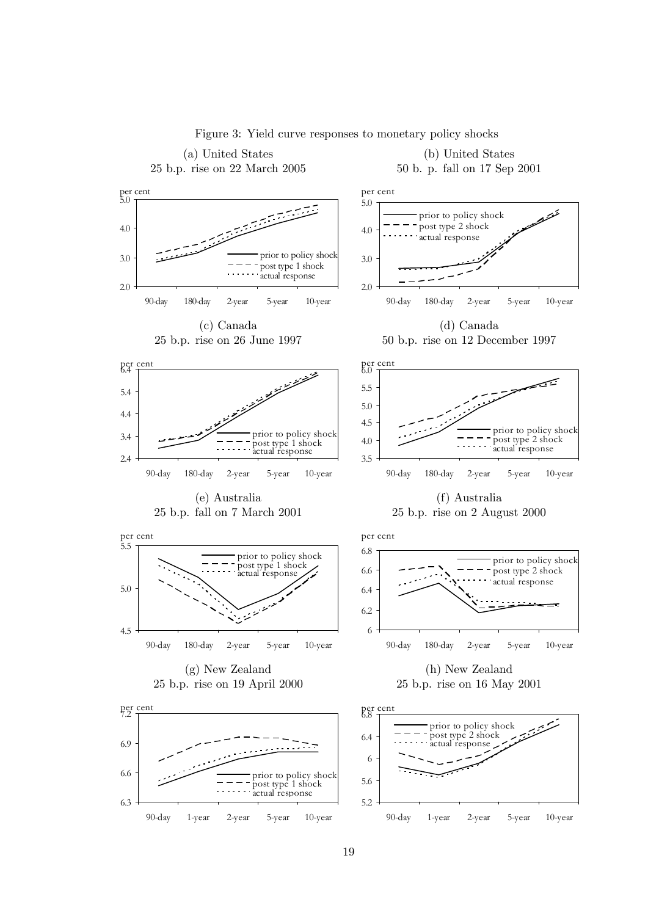Figure 3: Yield curve responses to monetary policy shocks

(a) United States
25 b.p. rise on 22 March 2005

(b) United States
50 b. p. fall on 17 Sep 2001

(c) Canada
25 b.p. rise on 26 June 1997

(d) Canada
50 b.p. rise on 12 December 1997

(e) Australia
25 b.p. fall on 7 March 2001

(f) Australia
25 b.p. rise on 2 August 2000

(g) New Zealand
25 b.p. rise on 19 April 2000

(h) New Zealand
25 b.p. rise on 16 May 2001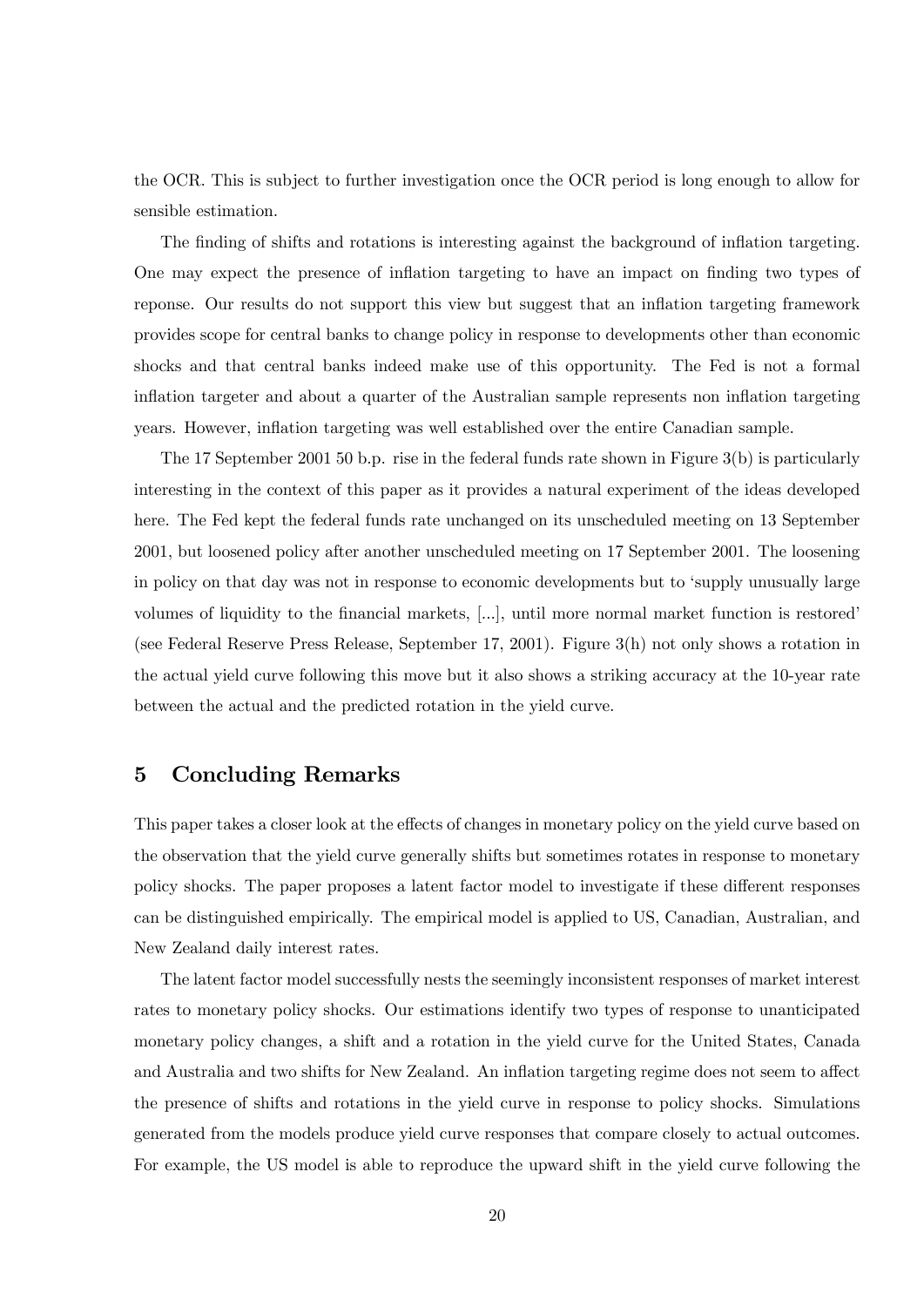the OCR. This is subject to further investigation once the OCR period is long enough to allow for sensible estimation.

The finding of shifts and rotations is interesting against the background of inflation targeting. One may expect the presence of inflation targeting to have an impact on finding two types of reponse. Our results do not support this view but suggest that an inflation targeting framework provides scope for central banks to change policy in response to developments other than economic shocks and that central banks indeed make use of this opportunity. The Fed is not a formal inflation targeter and about a quarter of the Australian sample represents non inflation targeting years. However, inflation targeting was well established over the entire Canadian sample.

The 17 September 2001 50 b.p. rise in the federal funds rate shown in Figure 3(b) is particularly interesting in the context of this paper as it provides a natural experiment of the ideas developed here. The Fed kept the federal funds rate unchanged on its unscheduled meeting on 13 September 2001, but loosened policy after another unscheduled meeting on 17 September 2001. The loosening in policy on that day was not in response to economic developments but to 'supply unusually large volumes of liquidity to the financial markets, [...], until more normal market function is restored' (see Federal Reserve Press Release, September 17, 2001). Figure 3(h) not only shows a rotation in the actual yield curve following this move but it also shows a striking accuracy at the 10-year rate between the actual and the predicted rotation in the yield curve.

## 5 Concluding Remarks

This paper takes a closer look at the effects of changes in monetary policy on the yield curve based on the observation that the yield curve generally shifts but sometimes rotates in response to monetary policy shocks. The paper proposes a latent factor model to investigate if these different responses can be distinguished empirically. The empirical model is applied to US, Canadian, Australian, and New Zealand daily interest rates.

The latent factor model successfully nests the seemingly inconsistent responses of market interest rates to monetary policy shocks. Our estimations identify two types of response to unanticipated monetary policy changes, a shift and a rotation in the yield curve for the United States, Canada and Australia and two shifts for New Zealand. An inflation targeting regime does not seem to affect the presence of shifts and rotations in the yield curve in response to policy shocks. Simulations generated from the models produce yield curve responses that compare closely to actual outcomes. For example, the US model is able to reproduce the upward shift in the yield curve following the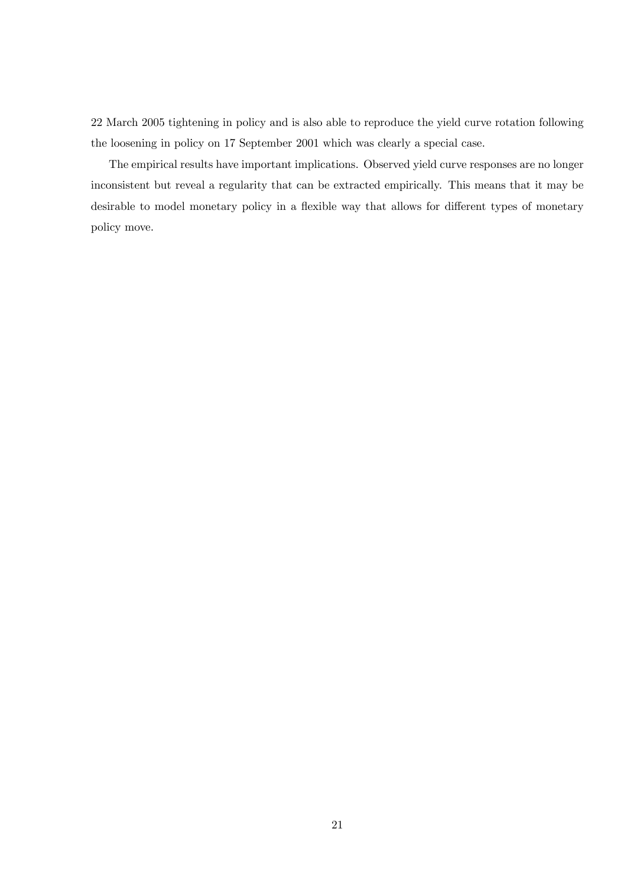22 March 2005 tightening in policy and is also able to reproduce the yield curve rotation following the loosening in policy on 17 September 2001 which was clearly a special case.

The empirical results have important implications. Observed yield curve responses are no longer inconsistent but reveal a regularity that can be extracted empirically. This means that it may be desirable to model monetary policy in a flexible way that allows for different types of monetary policy move.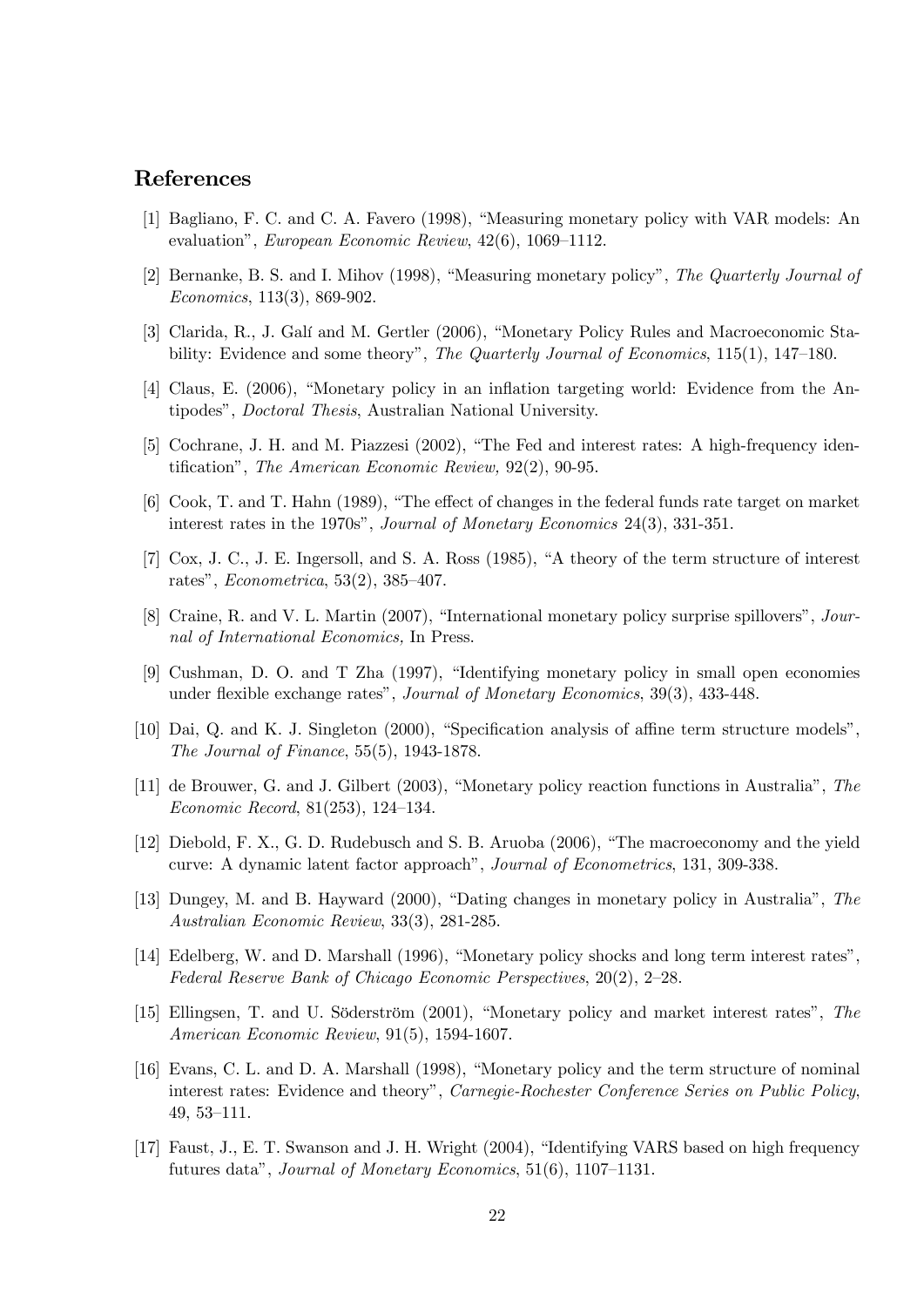## References

[1] Bagliano, F. C. and C. A. Favero (1998), "Measuring monetary policy with VAR models: An evaluation", *European Economic Review*, 42(6), 1069–1112.

[2] Bernanke, B. S. and I. Mihov (1998), "Measuring monetary policy", *The Quarterly Journal of Economics*, 113(3), 869-902.

[3] Clarida, R., J. Galí and M. Gertler (2006), "Monetary Policy Rules and Macroeconomic Stability: Evidence and some theory", *The Quarterly Journal of Economics*, 115(1), 147–180.

[4] Claus, E. (2006), "Monetary policy in an inflation targeting world: Evidence from the Antipodes", *Doctoral Thesis*, Australian National University.

[5] Cochrane, J. H. and M. Piazzesi (2002), "The Fed and interest rates: A high-frequency identification", *The American Economic Review,* 92(2), 90-95.

[6] Cook, T. and T. Hahn (1989), "The effect of changes in the federal funds rate target on market interest rates in the 1970s", *Journal of Monetary Economics* 24(3), 331-351.

[7] Cox, J. C., J. E. Ingersoll, and S. A. Ross (1985), "A theory of the term structure of interest rates", *Econometrica*, 53(2), 385–407.

[8] Craine, R. and V. L. Martin (2007), "International monetary policy surprise spillovers", *Journal of International Economics,* In Press.

[9] Cushman, D. O. and T Zha (1997), "Identifying monetary policy in small open economies under flexible exchange rates", *Journal of Monetary Economics*, 39(3), 433-448.

[10] Dai, Q. and K. J. Singleton (2000), "Specification analysis of affine term structure models", *The Journal of Finance*, 55(5), 1943-1878.

[11] de Brouwer, G. and J. Gilbert (2003), "Monetary policy reaction functions in Australia", *The Economic Record*, 81(253), 124–134.

[12] Diebold, F. X., G. D. Rudebusch and S. B. Aruoba (2006), "The macroeconomy and the yield curve: A dynamic latent factor approach", *Journal of Econometrics*, 131, 309-338.

[13] Dungey, M. and B. Hayward (2000), "Dating changes in monetary policy in Australia", *The Australian Economic Review*, 33(3), 281-285.

[14] Edelberg, W. and D. Marshall (1996), "Monetary policy shocks and long term interest rates", *Federal Reserve Bank of Chicago Economic Perspectives*, 20(2), 2–28.

[15] Ellingsen, T. and U. Söderström (2001), "Monetary policy and market interest rates", *The American Economic Review*, 91(5), 1594-1607.

[16] Evans, C. L. and D. A. Marshall (1998), "Monetary policy and the term structure of nominal interest rates: Evidence and theory", *Carnegie-Rochester Conference Series on Public Policy*, 49, 53–111.

[17] Faust, J., E. T. Swanson and J. H. Wright (2004), "Identifying VARS based on high frequency futures data", *Journal of Monetary Economics*, 51(6), 1107–1131.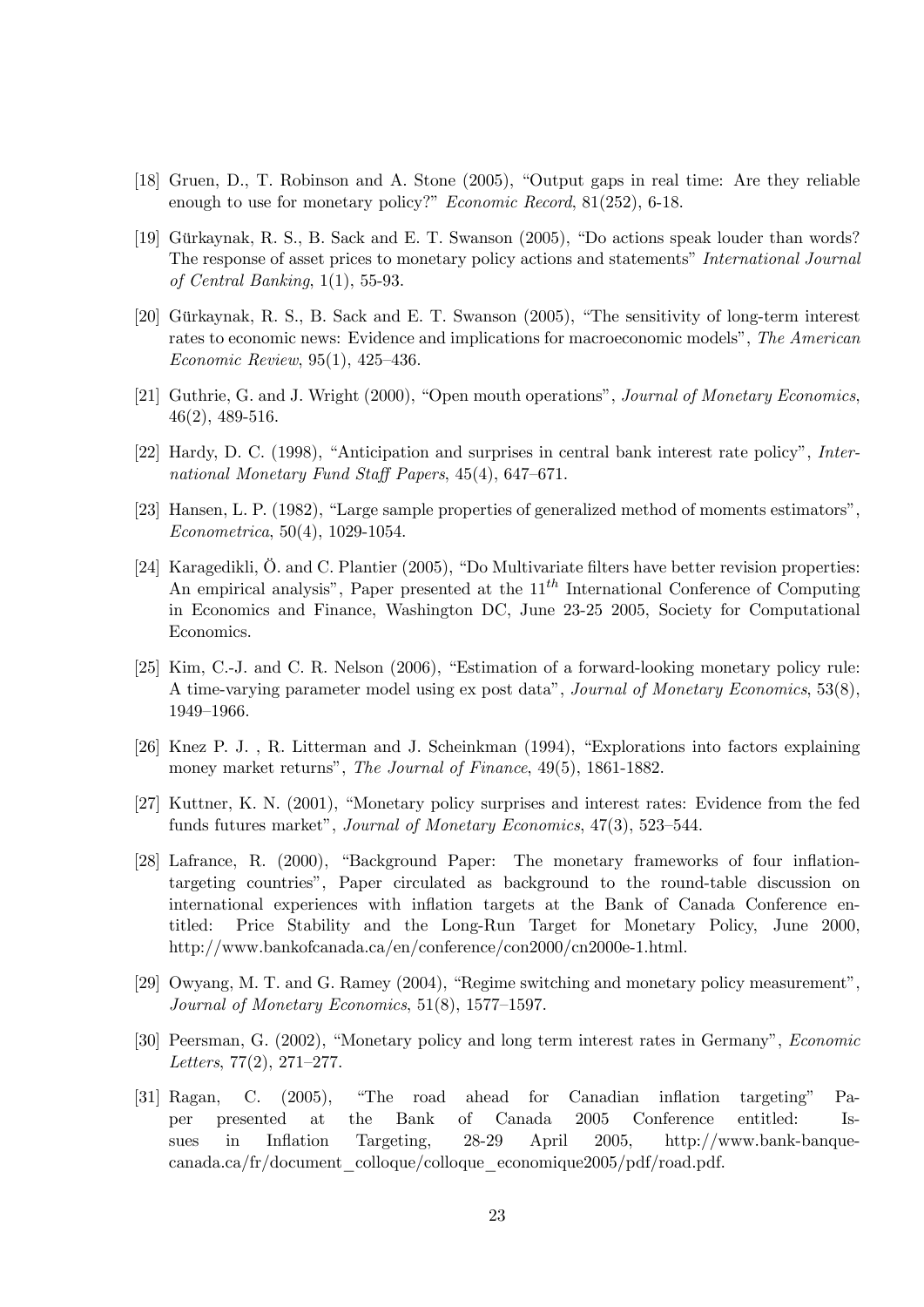[18] Gruen, D., T. Robinson and A. Stone (2005), "Output gaps in real time: Are they reliable enough to use for monetary policy?" *Economic Record*, 81(252), 6-18.

[19] Gürkaynak, R. S., B. Sack and E. T. Swanson (2005), "Do actions speak louder than words? The response of asset prices to monetary policy actions and statements" *International Journal of Central Banking*, 1(1), 55-93.

[20] Gürkaynak, R. S., B. Sack and E. T. Swanson (2005), "The sensitivity of long-term interest rates to economic news: Evidence and implications for macroeconomic models", *The American Economic Review*, 95(1), 425–436.

[21] Guthrie, G. and J. Wright (2000), "Open mouth operations", *Journal of Monetary Economics*, 46(2), 489-516.

[22] Hardy, D. C. (1998), "Anticipation and surprises in central bank interest rate policy", *International Monetary Fund Staff Papers*, 45(4), 647–671.

[23] Hansen, L. P. (1982), "Large sample properties of generalized method of moments estimators", *Econometrica*, 50(4), 1029-1054.

[24] Karagedikli, Ö. and C. Plantier (2005), "Do Multivariate filters have better revision properties: An empirical analysis", Paper presented at the $11^{th}$ International Conference of Computing in Economics and Finance, Washington DC, June 23-25 2005, Society for Computational Economics.

[25] Kim, C.-J. and C. R. Nelson (2006), "Estimation of a forward-looking monetary policy rule: A time-varying parameter model using ex post data", *Journal of Monetary Economics*, 53(8), 1949–1966.

[26] Knez P. J. , R. Litterman and J. Scheinkman (1994), "Explorations into factors explaining money market returns", *The Journal of Finance*, 49(5), 1861-1882.

[27] Kuttner, K. N. (2001), "Monetary policy surprises and interest rates: Evidence from the fed funds futures market", *Journal of Monetary Economics*, 47(3), 523–544.

[28] Lafrance, R. (2000), "Background Paper: The monetary frameworks of four inflation-targeting countries", Paper circulated as background to the round-table discussion on international experiences with inflation targets at the Bank of Canada Conference entitled: Price Stability and the Long-Run Target for Monetary Policy, June 2000, http://www.bankofcanada.ca/en/conference/con2000/cn2000e-1.html.

[29] Owyang, M. T. and G. Ramey (2004), "Regime switching and monetary policy measurement", *Journal of Monetary Economics*, 51(8), 1577–1597.

[30] Peersman, G. (2002), "Monetary policy and long term interest rates in Germany", *Economic Letters*, 77(2), 271–277.

[31] Ragan, C. (2005), "The road ahead for Canadian inflation targeting" Paper presented at the Bank of Canada 2005 Conference entitled: Issues in Inflation Targeting, 28-29 April 2005, http://www.bank-banque-canada.ca/fr/document_colloque/colloque_economique2005/pdf/road.pdf.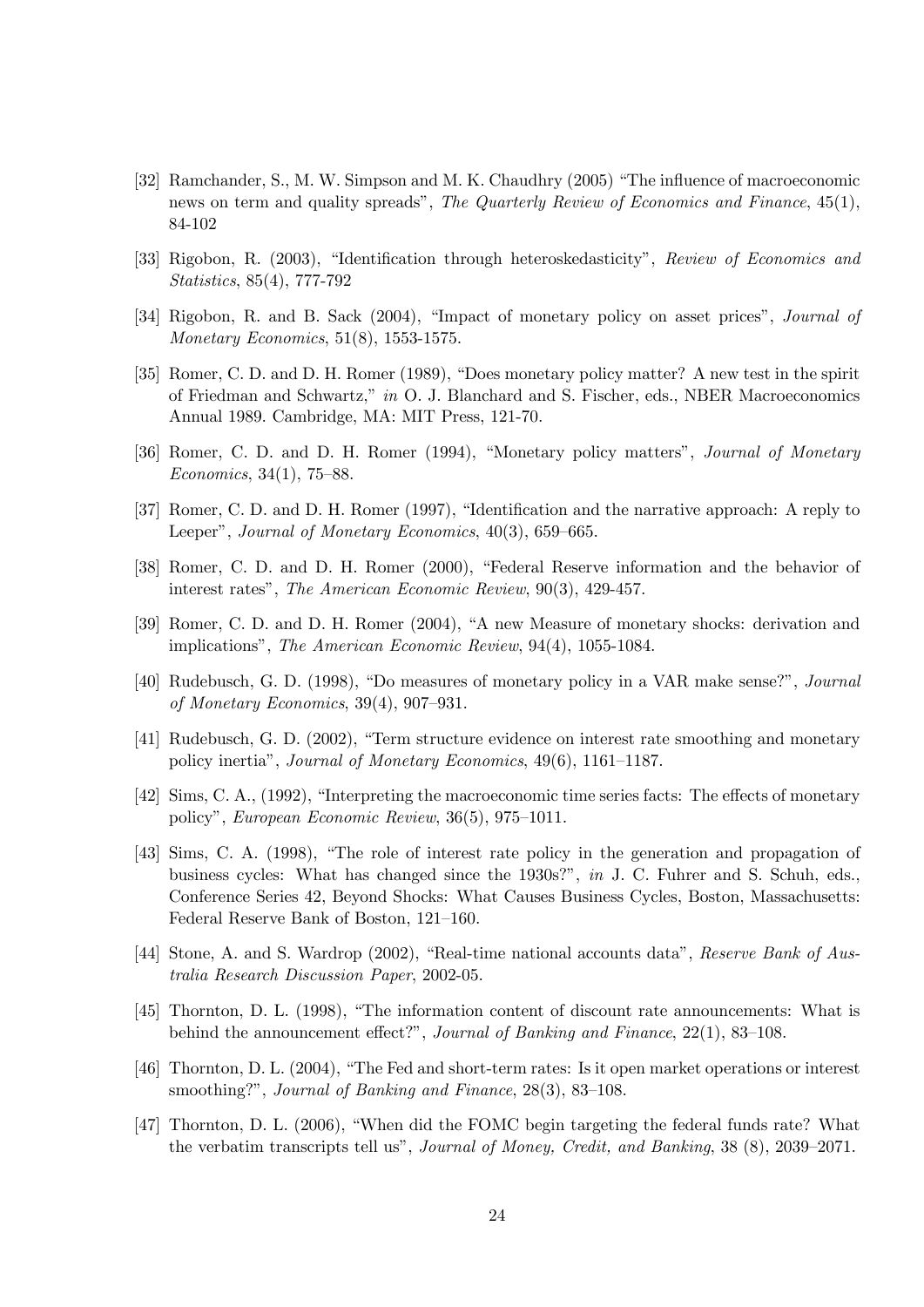[32] Ramchander, S., M. W. Simpson and M. K. Chaudhry (2005) "The influence of macroeconomic news on term and quality spreads", *The Quarterly Review of Economics and Finance*, 45(1), 84-102

[33] Rigobon, R. (2003), "Identification through heteroskedasticity", *Review of Economics and Statistics*, 85(4), 777-792

[34] Rigobon, R. and B. Sack (2004), "Impact of monetary policy on asset prices", *Journal of Monetary Economics*, 51(8), 1553-1575.

[35] Romer, C. D. and D. H. Romer (1989), "Does monetary policy matter? A new test in the spirit of Friedman and Schwartz," *in* O. J. Blanchard and S. Fischer, eds., NBER Macroeconomics Annual 1989. Cambridge, MA: MIT Press, 121-70.

[36] Romer, C. D. and D. H. Romer (1994), "Monetary policy matters", *Journal of Monetary Economics*, 34(1), 75–88.

[37] Romer, C. D. and D. H. Romer (1997), "Identification and the narrative approach: A reply to Leeper", *Journal of Monetary Economics*, 40(3), 659–665.

[38] Romer, C. D. and D. H. Romer (2000), "Federal Reserve information and the behavior of interest rates", *The American Economic Review*, 90(3), 429-457.

[39] Romer, C. D. and D. H. Romer (2004), "A new Measure of monetary shocks: derivation and implications", *The American Economic Review*, 94(4), 1055-1084.

[40] Rudebusch, G. D. (1998), "Do measures of monetary policy in a VAR make sense?", *Journal of Monetary Economics*, 39(4), 907–931.

[41] Rudebusch, G. D. (2002), "Term structure evidence on interest rate smoothing and monetary policy inertia", *Journal of Monetary Economics*, 49(6), 1161–1187.

[42] Sims, C. A., (1992), "Interpreting the macroeconomic time series facts: The effects of monetary policy", *European Economic Review*, 36(5), 975–1011.

[43] Sims, C. A. (1998), "The role of interest rate policy in the generation and propagation of business cycles: What has changed since the 1930s?", *in* J. C. Fuhrer and S. Schuh, eds., Conference Series 42, Beyond Shocks: What Causes Business Cycles, Boston, Massachusetts: Federal Reserve Bank of Boston, 121–160.

[44] Stone, A. and S. Wardrop (2002), "Real-time national accounts data", *Reserve Bank of Australia Research Discussion Paper*, 2002-05.

[45] Thornton, D. L. (1998), "The information content of discount rate announcements: What is behind the announcement effect?", *Journal of Banking and Finance*, 22(1), 83–108.

[46] Thornton, D. L. (2004), "The Fed and short-term rates: Is it open market operations or interest smoothing?", *Journal of Banking and Finance*, 28(3), 83–108.

[47] Thornton, D. L. (2006), "When did the FOMC begin targeting the federal funds rate? What the verbatim transcripts tell us", *Journal of Money, Credit, and Banking*, 38 (8), 2039–2071.